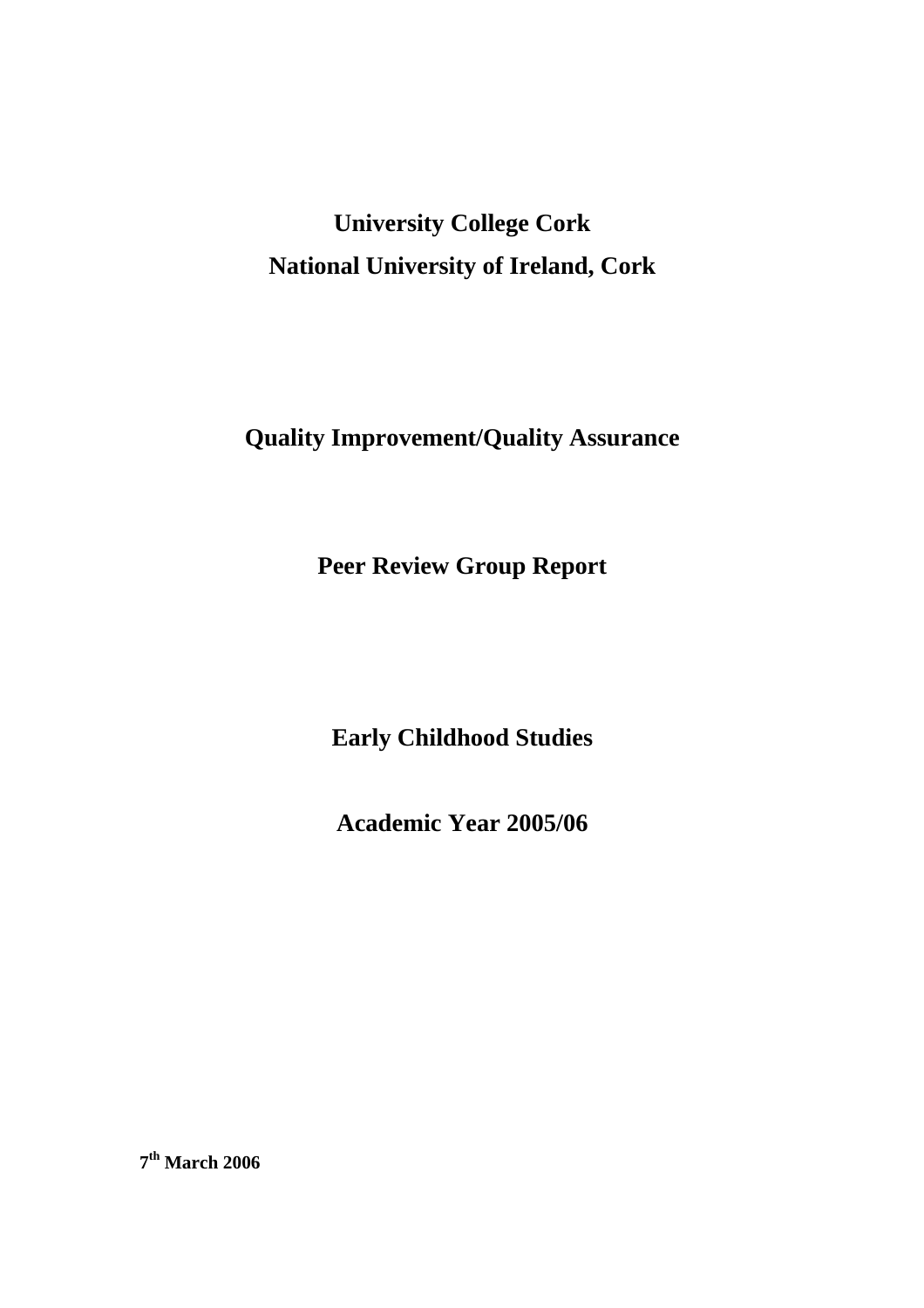# University College Cork

# National University of Ireland, Cork

## Quality Improvement/Quality Assurance

## Peer Review Group Report

## Early Childhood Studies

## Academic Year 2005/06

**7th March 2006**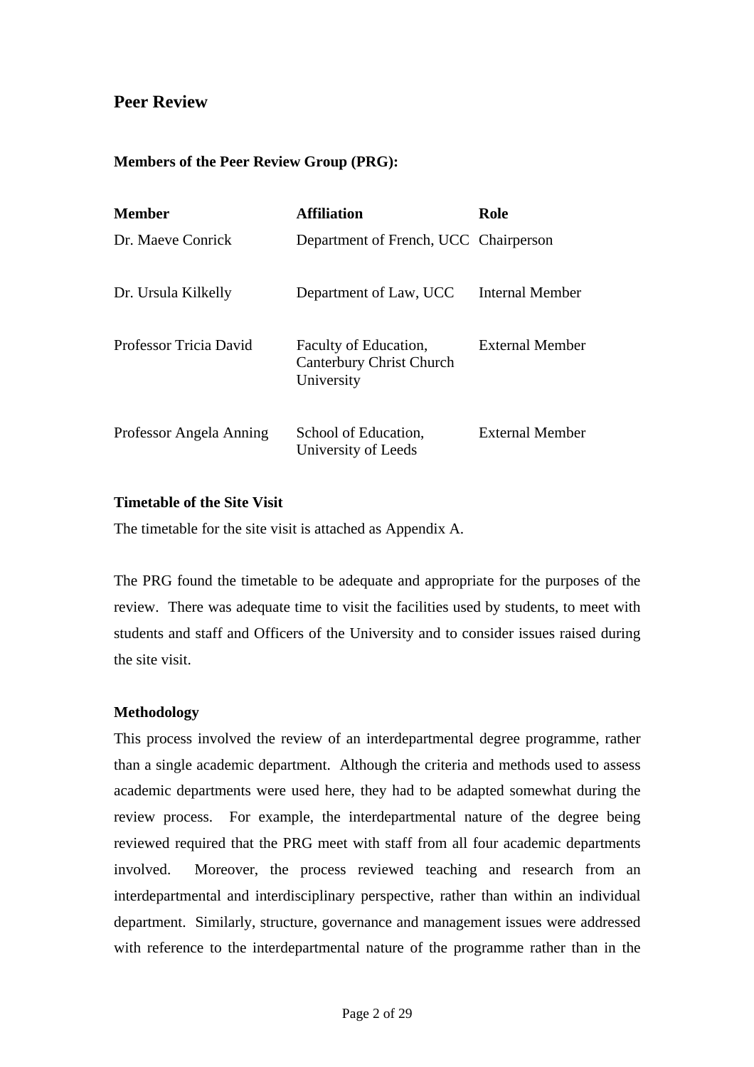## Peer Review

### Members of the Peer Review Group (PRG):

| Member | Affiliation | Role |
| --- | --- | --- |
| Dr. Maeve Conrick | Department of French, UCC | Chairperson |
| Dr. Ursula Kilkelly | Department of Law, UCC | Internal Member |
| Professor Tricia David | Faculty of Education, Canterbury Christ Church University | External Member |
| Professor Angela Anning | School of Education, University of Leeds | External Member |

### Timetable of the Site Visit

The timetable for the site visit is attached as Appendix A.

The PRG found the timetable to be adequate and appropriate for the purposes of the review. There was adequate time to visit the facilities used by students, to meet with students and staff and Officers of the University and to consider issues raised during the site visit.

### Methodology

This process involved the review of an interdepartmental degree programme, rather than a single academic department. Although the criteria and methods used to assess academic departments were used here, they had to be adapted somewhat during the review process. For example, the interdepartmental nature of the degree being reviewed required that the PRG meet with staff from all four academic departments involved. Moreover, the process reviewed teaching and research from an interdepartmental and interdisciplinary perspective, rather than within an individual department. Similarly, structure, governance and management issues were addressed with reference to the interdepartmental nature of the programme rather than in the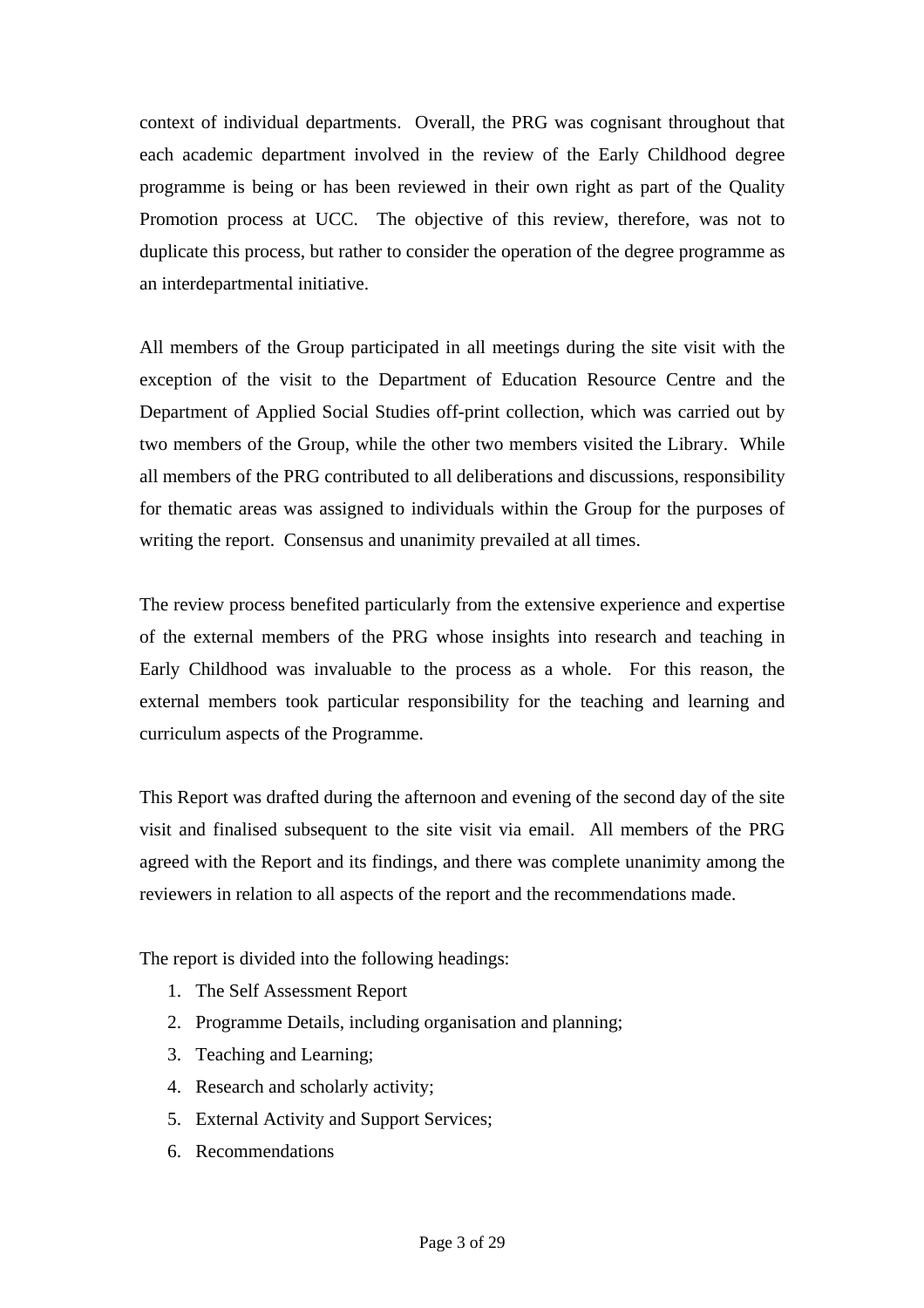context of individual departments. Overall, the PRG was cognisant throughout that each academic department involved in the review of the Early Childhood degree programme is being or has been reviewed in their own right as part of the Quality Promotion process at UCC. The objective of this review, therefore, was not to duplicate this process, but rather to consider the operation of the degree programme as an interdepartmental initiative.

All members of the Group participated in all meetings during the site visit with the exception of the visit to the Department of Education Resource Centre and the Department of Applied Social Studies off-print collection, which was carried out by two members of the Group, while the other two members visited the Library. While all members of the PRG contributed to all deliberations and discussions, responsibility for thematic areas was assigned to individuals within the Group for the purposes of writing the report. Consensus and unanimity prevailed at all times.

The review process benefited particularly from the extensive experience and expertise of the external members of the PRG whose insights into research and teaching in Early Childhood was invaluable to the process as a whole. For this reason, the external members took particular responsibility for the teaching and learning and curriculum aspects of the Programme.

This Report was drafted during the afternoon and evening of the second day of the site visit and finalised subsequent to the site visit via email. All members of the PRG agreed with the Report and its findings, and there was complete unanimity among the reviewers in relation to all aspects of the report and the recommendations made.

The report is divided into the following headings:

1. The Self Assessment Report
2. Programme Details, including organisation and planning;
3. Teaching and Learning;
4. Research and scholarly activity;
5. External Activity and Support Services;
6. Recommendations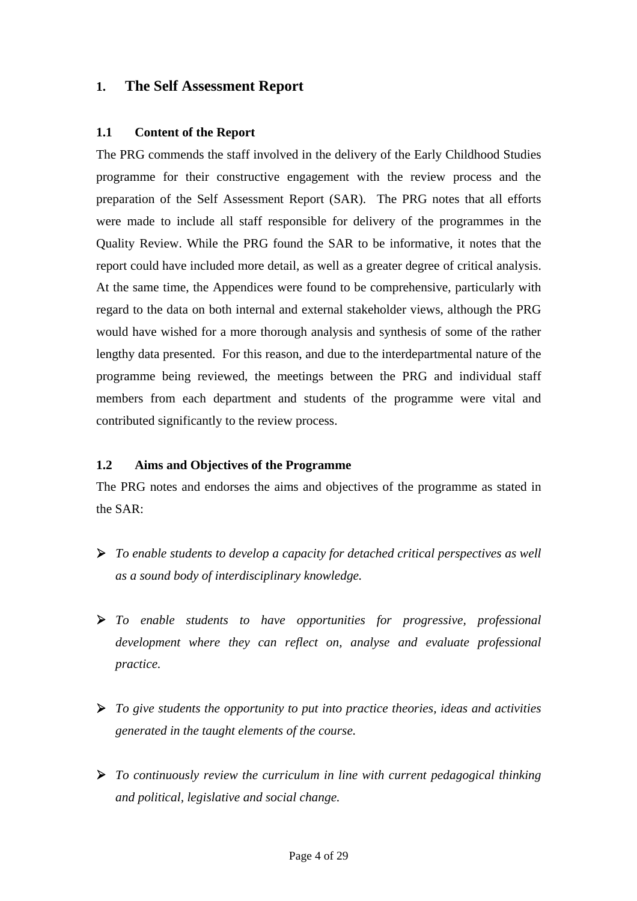## 1. The Self Assessment Report

### 1.1 Content of the Report

The PRG commends the staff involved in the delivery of the Early Childhood Studies programme for their constructive engagement with the review process and the preparation of the Self Assessment Report (SAR). The PRG notes that all efforts were made to include all staff responsible for delivery of the programmes in the Quality Review. While the PRG found the SAR to be informative, it notes that the report could have included more detail, as well as a greater degree of critical analysis. At the same time, the Appendices were found to be comprehensive, particularly with regard to the data on both internal and external stakeholder views, although the PRG would have wished for a more thorough analysis and synthesis of some of the rather lengthy data presented. For this reason, and due to the interdepartmental nature of the programme being reviewed, the meetings between the PRG and individual staff members from each department and students of the programme were vital and contributed significantly to the review process.

### 1.2 Aims and Objectives of the Programme

The PRG notes and endorses the aims and objectives of the programme as stated in the SAR:

- *To enable students to develop a capacity for detached critical perspectives as well as a sound body of interdisciplinary knowledge.*
- *To enable students to have opportunities for progressive, professional development where they can reflect on, analyse and evaluate professional practice.*
- *To give students the opportunity to put into practice theories, ideas and activities generated in the taught elements of the course.*
- *To continuously review the curriculum in line with current pedagogical thinking and political, legislative and social change.*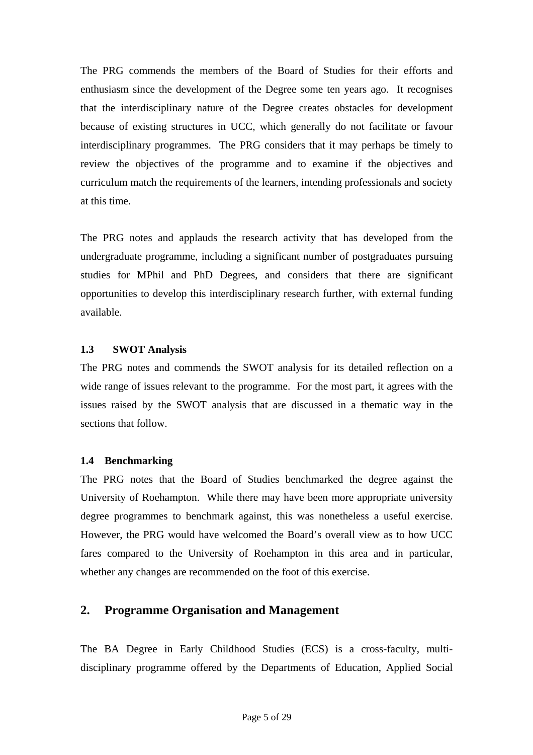The PRG commends the members of the Board of Studies for their efforts and enthusiasm since the development of the Degree some ten years ago. It recognises that the interdisciplinary nature of the Degree creates obstacles for development because of existing structures in UCC, which generally do not facilitate or favour interdisciplinary programmes. The PRG considers that it may perhaps be timely to review the objectives of the programme and to examine if the objectives and curriculum match the requirements of the learners, intending professionals and society at this time.

The PRG notes and applauds the research activity that has developed from the undergraduate programme, including a significant number of postgraduates pursuing studies for MPhil and PhD Degrees, and considers that there are significant opportunities to develop this interdisciplinary research further, with external funding available.

### 1.3 SWOT Analysis

The PRG notes and commends the SWOT analysis for its detailed reflection on a wide range of issues relevant to the programme. For the most part, it agrees with the issues raised by the SWOT analysis that are discussed in a thematic way in the sections that follow.

### 1.4 Benchmarking

The PRG notes that the Board of Studies benchmarked the degree against the University of Roehampton. While there may have been more appropriate university degree programmes to benchmark against, this was nonetheless a useful exercise. However, the PRG would have welcomed the Board's overall view as to how UCC fares compared to the University of Roehampton in this area and in particular, whether any changes are recommended on the foot of this exercise.

## 2. Programme Organisation and Management

The BA Degree in Early Childhood Studies (ECS) is a cross-faculty, multi-disciplinary programme offered by the Departments of Education, Applied Social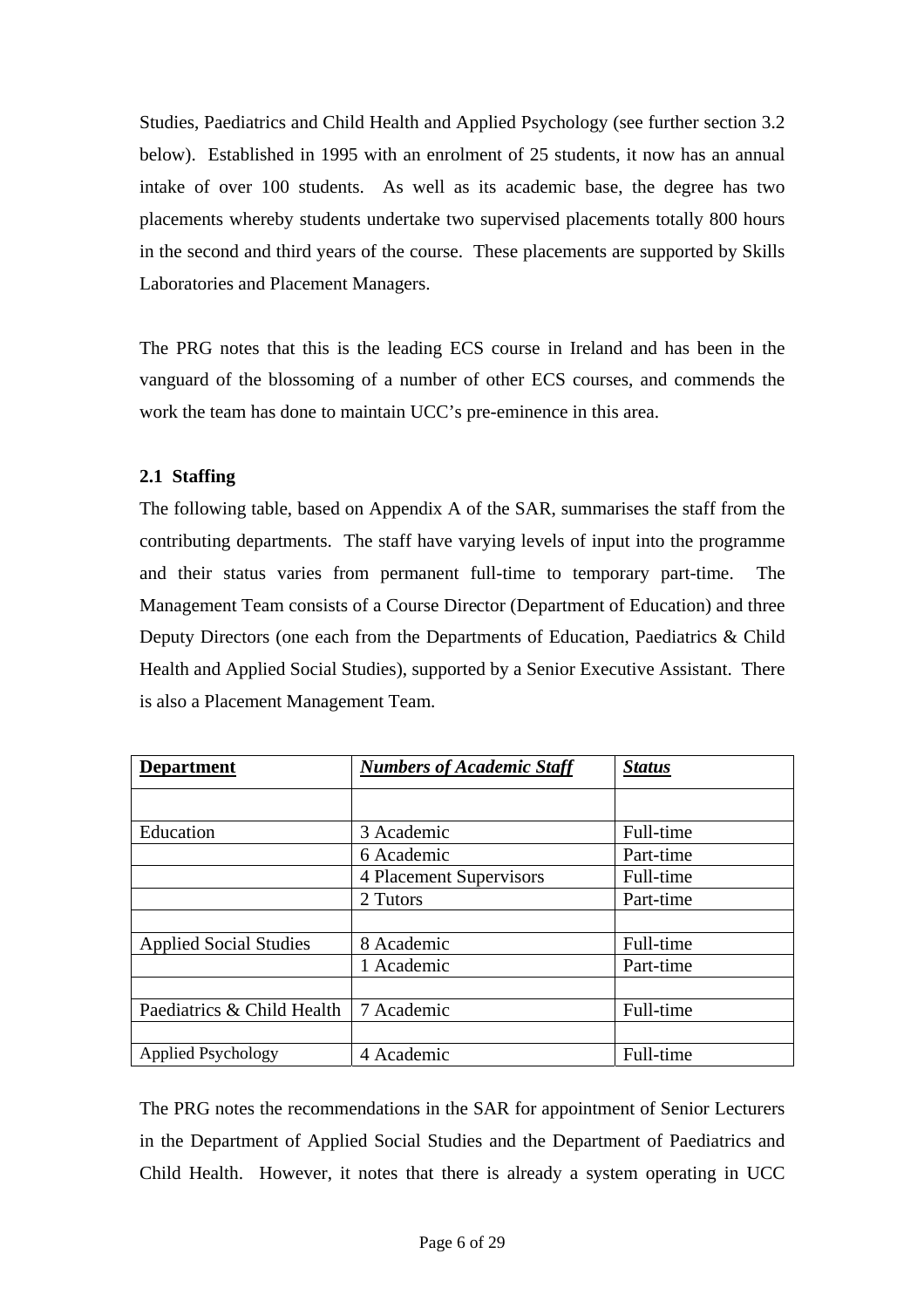Studies, Paediatrics and Child Health and Applied Psychology (see further section 3.2 below). Established in 1995 with an enrolment of 25 students, it now has an annual intake of over 100 students. As well as its academic base, the degree has two placements whereby students undertake two supervised placements totally 800 hours in the second and third years of the course. These placements are supported by Skills Laboratories and Placement Managers.

The PRG notes that this is the leading ECS course in Ireland and has been in the vanguard of the blossoming of a number of other ECS courses, and commends the work the team has done to maintain UCC's pre-eminence in this area.

### 2.1 Staffing

The following table, based on Appendix A of the SAR, summarises the staff from the contributing departments. The staff have varying levels of input into the programme and their status varies from permanent full-time to temporary part-time. The Management Team consists of a Course Director (Department of Education) and three Deputy Directors (one each from the Departments of Education, Paediatrics & Child Health and Applied Social Studies), supported by a Senior Executive Assistant. There is also a Placement Management Team.

| **Department** | ***Numbers of Academic Staff*** | ***Status*** |
|---|---|---|
| | | |
| Education | 3 Academic | Full-time |
| | 6 Academic | Part-time |
| | 4 Placement Supervisors | Full-time |
| | 2 Tutors | Part-time |
| | | |
| Applied Social Studies | 8 Academic | Full-time |
| | 1 Academic | Part-time |
| | | |
| Paediatrics & Child Health | 7 Academic | Full-time |
| | | |
| Applied Psychology | 4 Academic | Full-time |

The PRG notes the recommendations in the SAR for appointment of Senior Lecturers in the Department of Applied Social Studies and the Department of Paediatrics and Child Health. However, it notes that there is already a system operating in UCC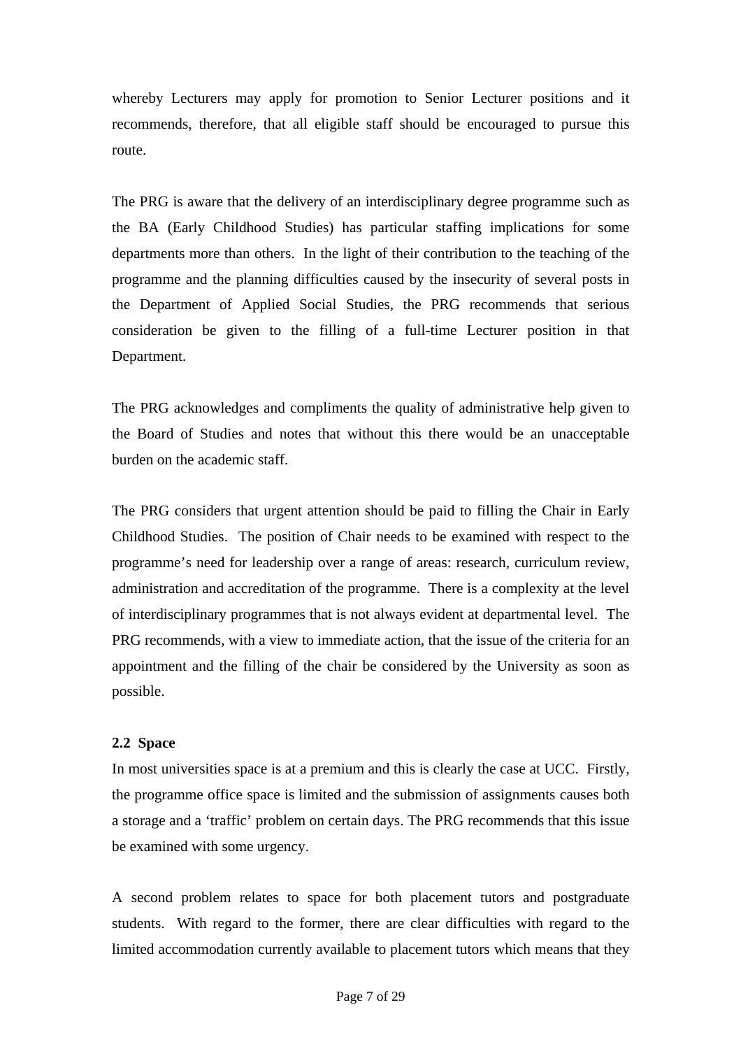whereby Lecturers may apply for promotion to Senior Lecturer positions and it recommends, therefore, that all eligible staff should be encouraged to pursue this route.

The PRG is aware that the delivery of an interdisciplinary degree programme such as the BA (Early Childhood Studies) has particular staffing implications for some departments more than others. In the light of their contribution to the teaching of the programme and the planning difficulties caused by the insecurity of several posts in the Department of Applied Social Studies, the PRG recommends that serious consideration be given to the filling of a full-time Lecturer position in that Department.

The PRG acknowledges and compliments the quality of administrative help given to the Board of Studies and notes that without this there would be an unacceptable burden on the academic staff.

The PRG considers that urgent attention should be paid to filling the Chair in Early Childhood Studies. The position of Chair needs to be examined with respect to the programme's need for leadership over a range of areas: research, curriculum review, administration and accreditation of the programme. There is a complexity at the level of interdisciplinary programmes that is not always evident at departmental level. The PRG recommends, with a view to immediate action, that the issue of the criteria for an appointment and the filling of the chair be considered by the University as soon as possible.

**2.2 Space**

In most universities space is at a premium and this is clearly the case at UCC. Firstly, the programme office space is limited and the submission of assignments causes both a storage and a 'traffic' problem on certain days. The PRG recommends that this issue be examined with some urgency.

A second problem relates to space for both placement tutors and postgraduate students. With regard to the former, there are clear difficulties with regard to the limited accommodation currently available to placement tutors which means that they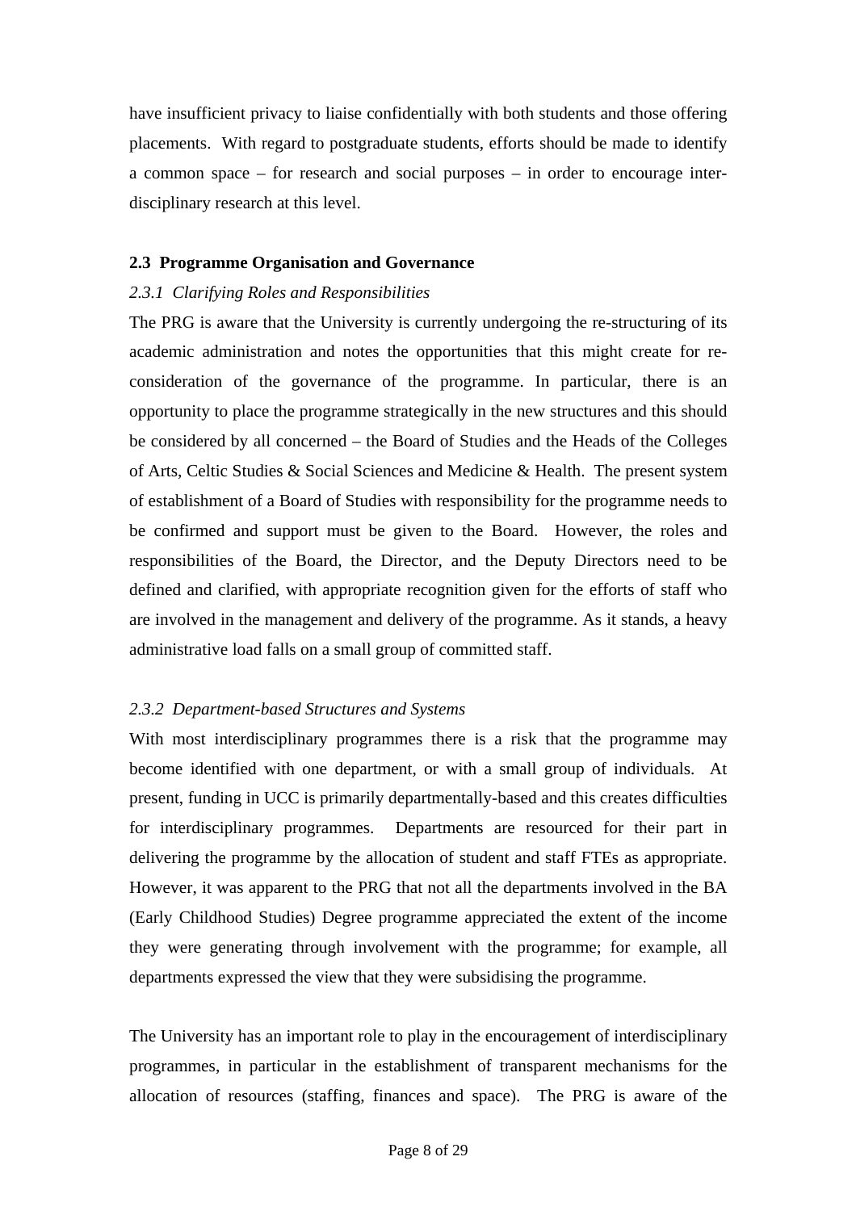have insufficient privacy to liaise confidentially with both students and those offering placements. With regard to postgraduate students, efforts should be made to identify a common space – for research and social purposes – in order to encourage inter-disciplinary research at this level.

### 2.3 Programme Organisation and Governance

#### *2.3.1 Clarifying Roles and Responsibilities*

The PRG is aware that the University is currently undergoing the re-structuring of its academic administration and notes the opportunities that this might create for re-consideration of the governance of the programme. In particular, there is an opportunity to place the programme strategically in the new structures and this should be considered by all concerned – the Board of Studies and the Heads of the Colleges of Arts, Celtic Studies & Social Sciences and Medicine & Health. The present system of establishment of a Board of Studies with responsibility for the programme needs to be confirmed and support must be given to the Board. However, the roles and responsibilities of the Board, the Director, and the Deputy Directors need to be defined and clarified, with appropriate recognition given for the efforts of staff who are involved in the management and delivery of the programme. As it stands, a heavy administrative load falls on a small group of committed staff.

#### *2.3.2 Department-based Structures and Systems*

With most interdisciplinary programmes there is a risk that the programme may become identified with one department, or with a small group of individuals. At present, funding in UCC is primarily departmentally-based and this creates difficulties for interdisciplinary programmes. Departments are resourced for their part in delivering the programme by the allocation of student and staff FTEs as appropriate. However, it was apparent to the PRG that not all the departments involved in the BA (Early Childhood Studies) Degree programme appreciated the extent of the income they were generating through involvement with the programme; for example, all departments expressed the view that they were subsidising the programme.

The University has an important role to play in the encouragement of interdisciplinary programmes, in particular in the establishment of transparent mechanisms for the allocation of resources (staffing, finances and space). The PRG is aware of the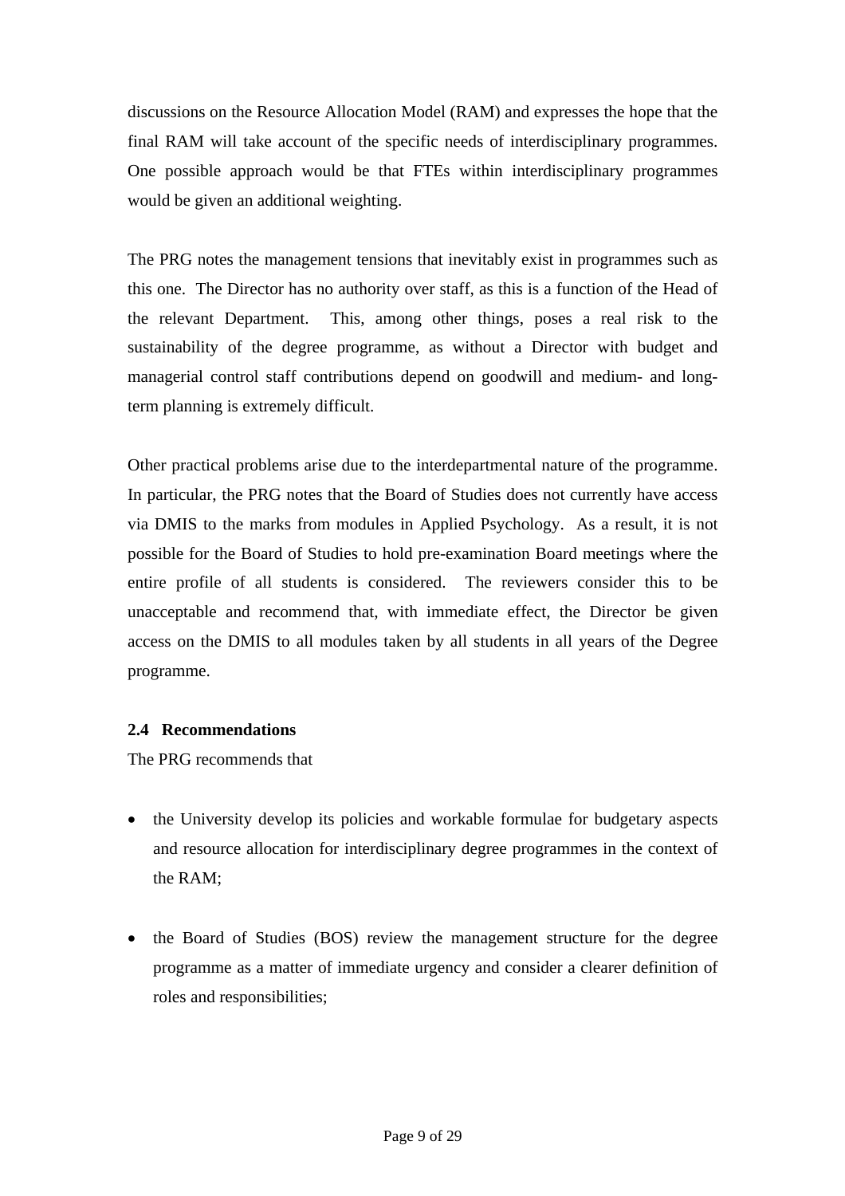discussions on the Resource Allocation Model (RAM) and expresses the hope that the final RAM will take account of the specific needs of interdisciplinary programmes. One possible approach would be that FTEs within interdisciplinary programmes would be given an additional weighting.

The PRG notes the management tensions that inevitably exist in programmes such as this one. The Director has no authority over staff, as this is a function of the Head of the relevant Department. This, among other things, poses a real risk to the sustainability of the degree programme, as without a Director with budget and managerial control staff contributions depend on goodwill and medium- and long-term planning is extremely difficult.

Other practical problems arise due to the interdepartmental nature of the programme. In particular, the PRG notes that the Board of Studies does not currently have access via DMIS to the marks from modules in Applied Psychology. As a result, it is not possible for the Board of Studies to hold pre-examination Board meetings where the entire profile of all students is considered. The reviewers consider this to be unacceptable and recommend that, with immediate effect, the Director be given access on the DMIS to all modules taken by all students in all years of the Degree programme.

### 2.4 Recommendations

The PRG recommends that

- the University develop its policies and workable formulae for budgetary aspects and resource allocation for interdisciplinary degree programmes in the context of the RAM;

- the Board of Studies (BOS) review the management structure for the degree programme as a matter of immediate urgency and consider a clearer definition of roles and responsibilities;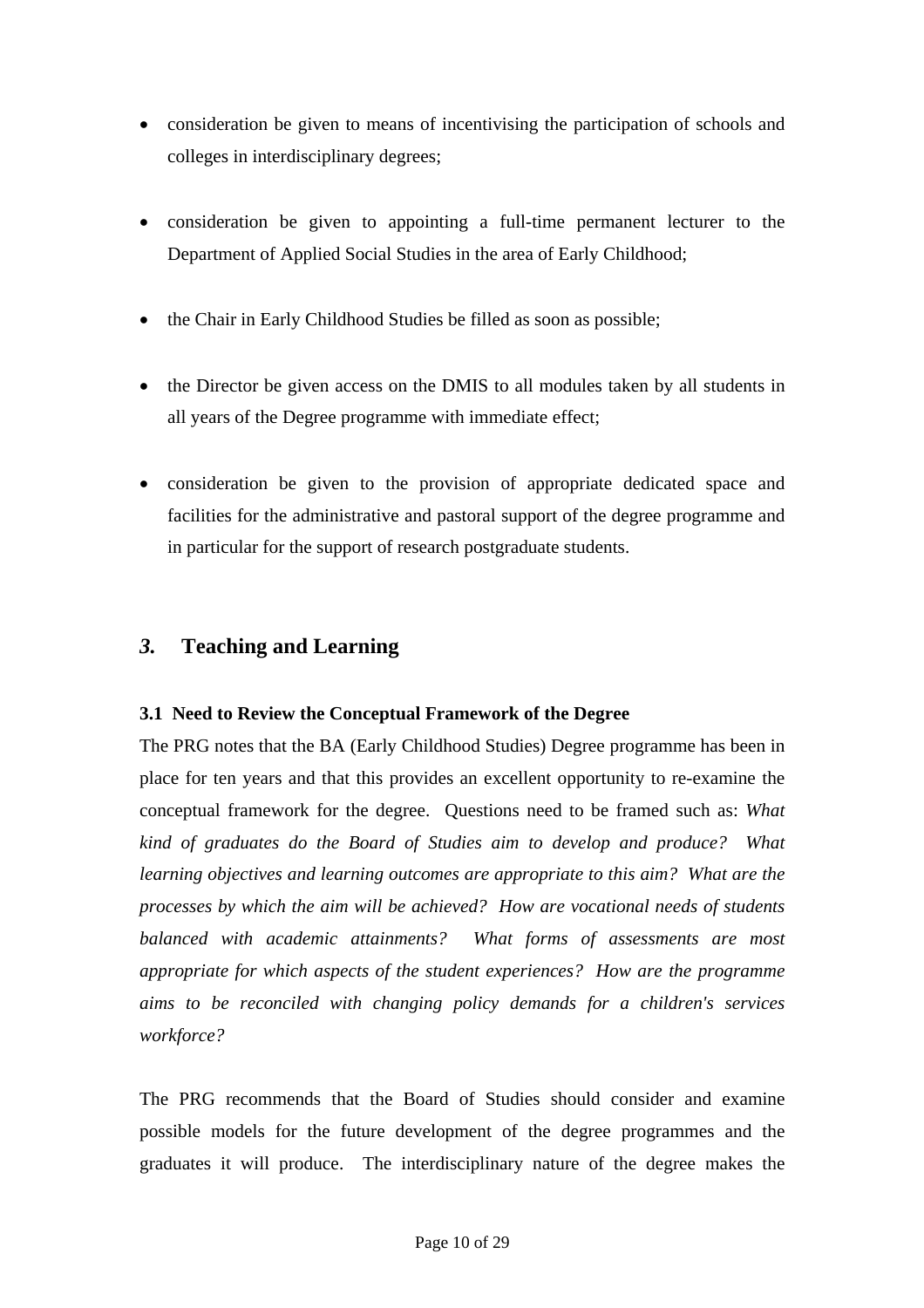- consideration be given to means of incentivising the participation of schools and colleges in interdisciplinary degrees;

- consideration be given to appointing a full-time permanent lecturer to the Department of Applied Social Studies in the area of Early Childhood;

- the Chair in Early Childhood Studies be filled as soon as possible;

- the Director be given access on the DMIS to all modules taken by all students in all years of the Degree programme with immediate effect;

- consideration be given to the provision of appropriate dedicated space and facilities for the administrative and pastoral support of the degree programme and in particular for the support of research postgraduate students.

## *3.* Teaching and Learning

### 3.1 Need to Review the Conceptual Framework of the Degree

The PRG notes that the BA (Early Childhood Studies) Degree programme has been in place for ten years and that this provides an excellent opportunity to re-examine the conceptual framework for the degree. Questions need to be framed such as: *What kind of graduates do the Board of Studies aim to develop and produce? What learning objectives and learning outcomes are appropriate to this aim? What are the processes by which the aim will be achieved? How are vocational needs of students balanced with academic attainments? What forms of assessments are most appropriate for which aspects of the student experiences? How are the programme aims to be reconciled with changing policy demands for a children's services workforce?*

The PRG recommends that the Board of Studies should consider and examine possible models for the future development of the degree programmes and the graduates it will produce. The interdisciplinary nature of the degree makes the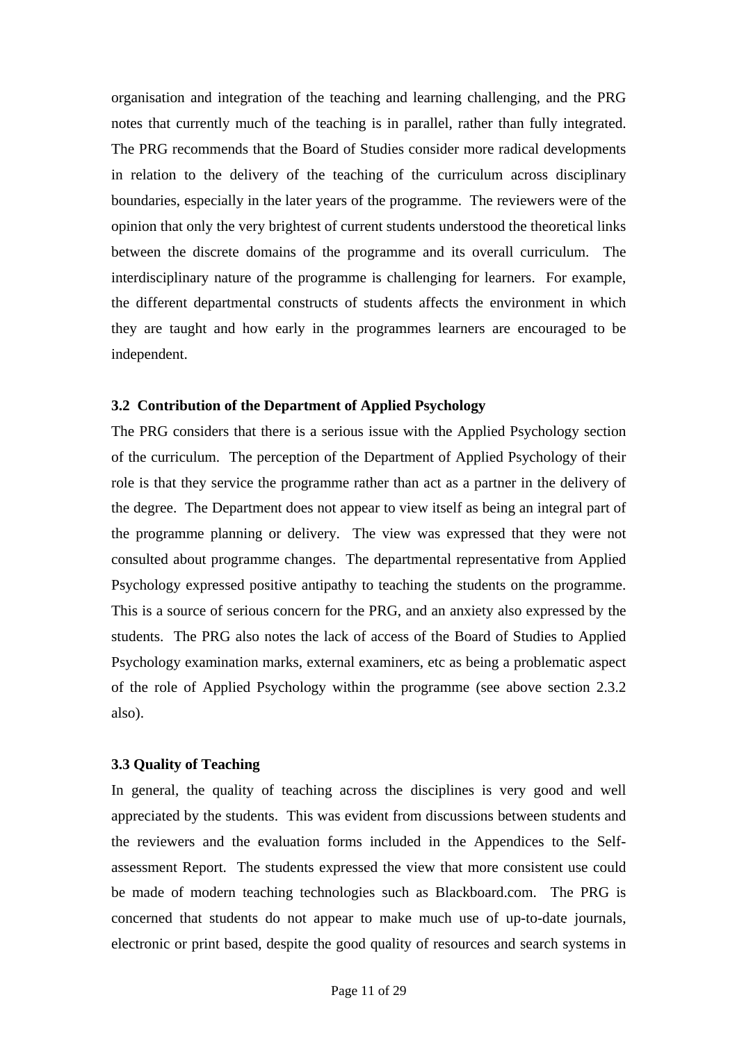organisation and integration of the teaching and learning challenging, and the PRG notes that currently much of the teaching is in parallel, rather than fully integrated. The PRG recommends that the Board of Studies consider more radical developments in relation to the delivery of the teaching of the curriculum across disciplinary boundaries, especially in the later years of the programme. The reviewers were of the opinion that only the very brightest of current students understood the theoretical links between the discrete domains of the programme and its overall curriculum. The interdisciplinary nature of the programme is challenging for learners. For example, the different departmental constructs of students affects the environment in which they are taught and how early in the programmes learners are encouraged to be independent.

### 3.2 Contribution of the Department of Applied Psychology

The PRG considers that there is a serious issue with the Applied Psychology section of the curriculum. The perception of the Department of Applied Psychology of their role is that they service the programme rather than act as a partner in the delivery of the degree. The Department does not appear to view itself as being an integral part of the programme planning or delivery. The view was expressed that they were not consulted about programme changes. The departmental representative from Applied Psychology expressed positive antipathy to teaching the students on the programme. This is a source of serious concern for the PRG, and an anxiety also expressed by the students. The PRG also notes the lack of access of the Board of Studies to Applied Psychology examination marks, external examiners, etc as being a problematic aspect of the role of Applied Psychology within the programme (see above section 2.3.2 also).

### 3.3 Quality of Teaching

In general, the quality of teaching across the disciplines is very good and well appreciated by the students. This was evident from discussions between students and the reviewers and the evaluation forms included in the Appendices to the Self-assessment Report. The students expressed the view that more consistent use could be made of modern teaching technologies such as Blackboard.com. The PRG is concerned that students do not appear to make much use of up-to-date journals, electronic or print based, despite the good quality of resources and search systems in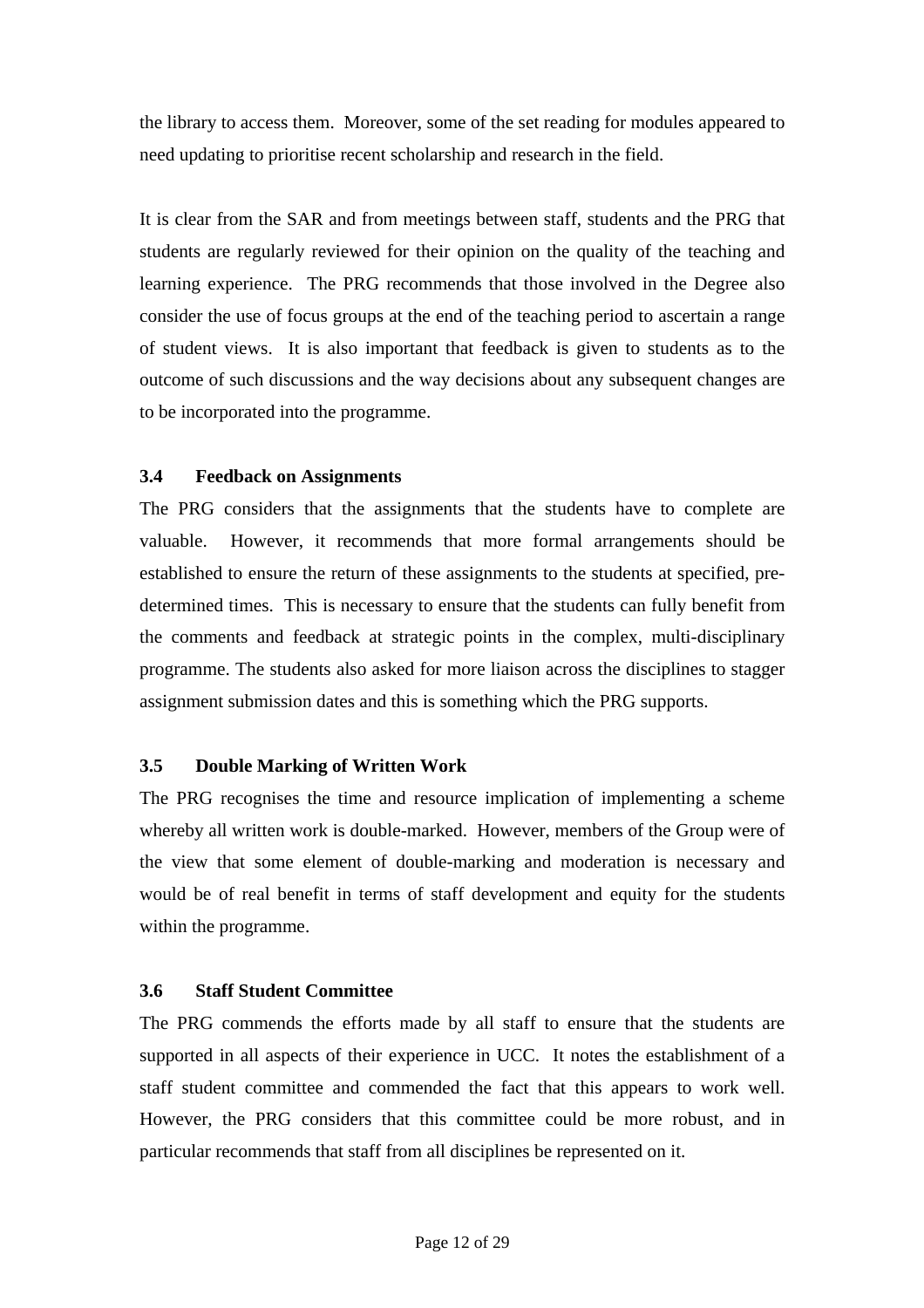the library to access them. Moreover, some of the set reading for modules appeared to need updating to prioritise recent scholarship and research in the field.

It is clear from the SAR and from meetings between staff, students and the PRG that students are regularly reviewed for their opinion on the quality of the teaching and learning experience. The PRG recommends that those involved in the Degree also consider the use of focus groups at the end of the teaching period to ascertain a range of student views. It is also important that feedback is given to students as to the outcome of such discussions and the way decisions about any subsequent changes are to be incorporated into the programme.

### 3.4 Feedback on Assignments

The PRG considers that the assignments that the students have to complete are valuable. However, it recommends that more formal arrangements should be established to ensure the return of these assignments to the students at specified, pre-determined times. This is necessary to ensure that the students can fully benefit from the comments and feedback at strategic points in the complex, multi-disciplinary programme. The students also asked for more liaison across the disciplines to stagger assignment submission dates and this is something which the PRG supports.

### 3.5 Double Marking of Written Work

The PRG recognises the time and resource implication of implementing a scheme whereby all written work is double-marked. However, members of the Group were of the view that some element of double-marking and moderation is necessary and would be of real benefit in terms of staff development and equity for the students within the programme.

### 3.6 Staff Student Committee

The PRG commends the efforts made by all staff to ensure that the students are supported in all aspects of their experience in UCC. It notes the establishment of a staff student committee and commended the fact that this appears to work well. However, the PRG considers that this committee could be more robust, and in particular recommends that staff from all disciplines be represented on it.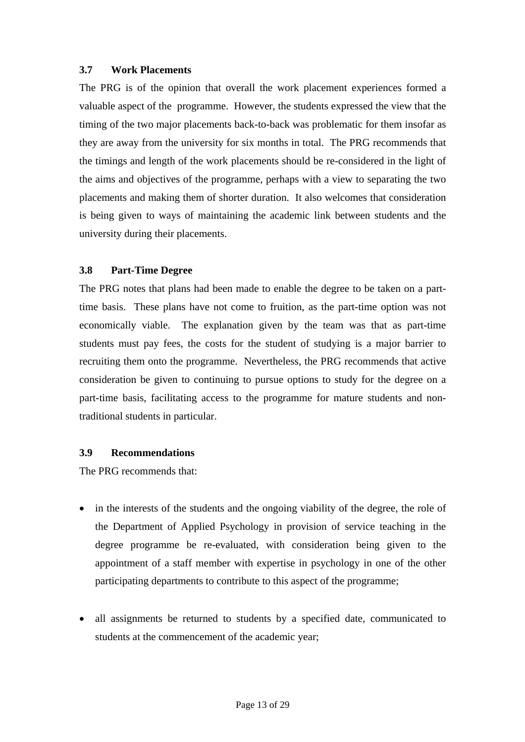### 3.7 Work Placements

The PRG is of the opinion that overall the work placement experiences formed a valuable aspect of the programme. However, the students expressed the view that the timing of the two major placements back-to-back was problematic for them insofar as they are away from the university for six months in total. The PRG recommends that the timings and length of the work placements should be re-considered in the light of the aims and objectives of the programme, perhaps with a view to separating the two placements and making them of shorter duration. It also welcomes that consideration is being given to ways of maintaining the academic link between students and the university during their placements.

### 3.8 Part-Time Degree

The PRG notes that plans had been made to enable the degree to be taken on a part-time basis. These plans have not come to fruition, as the part-time option was not economically viable. The explanation given by the team was that as part-time students must pay fees, the costs for the student of studying is a major barrier to recruiting them onto the programme. Nevertheless, the PRG recommends that active consideration be given to continuing to pursue options to study for the degree on a part-time basis, facilitating access to the programme for mature students and non-traditional students in particular.

### 3.9 Recommendations

The PRG recommends that:

- in the interests of the students and the ongoing viability of the degree, the role of the Department of Applied Psychology in provision of service teaching in the degree programme be re-evaluated, with consideration being given to the appointment of a staff member with expertise in psychology in one of the other participating departments to contribute to this aspect of the programme;

- all assignments be returned to students by a specified date, communicated to students at the commencement of the academic year;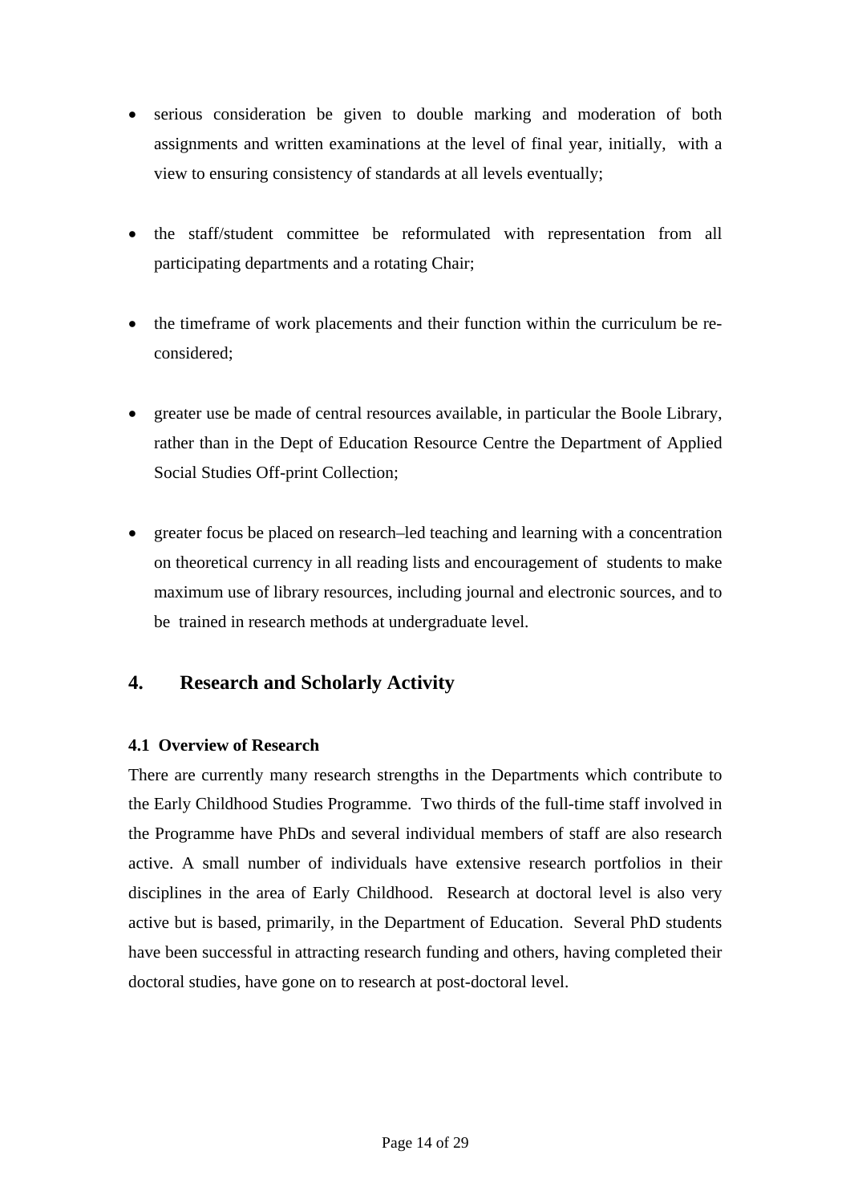- serious consideration be given to double marking and moderation of both assignments and written examinations at the level of final year, initially, with a view to ensuring consistency of standards at all levels eventually;

- the staff/student committee be reformulated with representation from all participating departments and a rotating Chair;

- the timeframe of work placements and their function within the curriculum be re-considered;

- greater use be made of central resources available, in particular the Boole Library, rather than in the Dept of Education Resource Centre the Department of Applied Social Studies Off-print Collection;

- greater focus be placed on research–led teaching and learning with a concentration on theoretical currency in all reading lists and encouragement of students to make maximum use of library resources, including journal and electronic sources, and to be trained in research methods at undergraduate level.

## 4. Research and Scholarly Activity

### 4.1 Overview of Research

There are currently many research strengths in the Departments which contribute to the Early Childhood Studies Programme. Two thirds of the full-time staff involved in the Programme have PhDs and several individual members of staff are also research active. A small number of individuals have extensive research portfolios in their disciplines in the area of Early Childhood. Research at doctoral level is also very active but is based, primarily, in the Department of Education. Several PhD students have been successful in attracting research funding and others, having completed their doctoral studies, have gone on to research at post-doctoral level.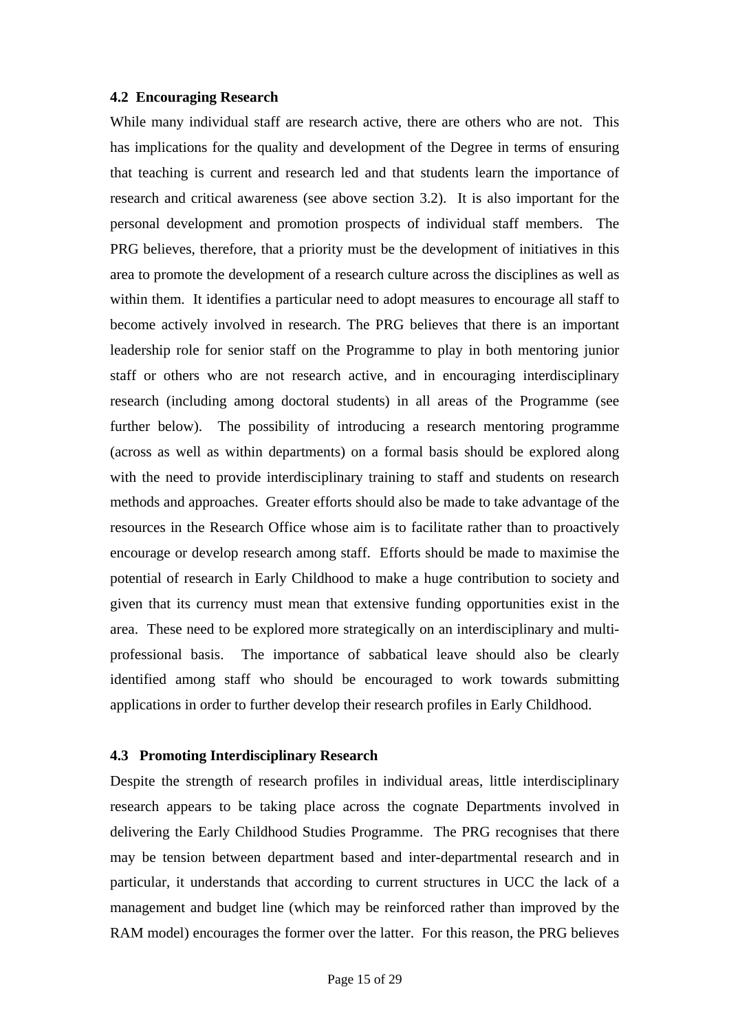### 4.2 Encouraging Research

While many individual staff are research active, there are others who are not. This has implications for the quality and development of the Degree in terms of ensuring that teaching is current and research led and that students learn the importance of research and critical awareness (see above section 3.2). It is also important for the personal development and promotion prospects of individual staff members. The PRG believes, therefore, that a priority must be the development of initiatives in this area to promote the development of a research culture across the disciplines as well as within them. It identifies a particular need to adopt measures to encourage all staff to become actively involved in research. The PRG believes that there is an important leadership role for senior staff on the Programme to play in both mentoring junior staff or others who are not research active, and in encouraging interdisciplinary research (including among doctoral students) in all areas of the Programme (see further below). The possibility of introducing a research mentoring programme (across as well as within departments) on a formal basis should be explored along with the need to provide interdisciplinary training to staff and students on research methods and approaches. Greater efforts should also be made to take advantage of the resources in the Research Office whose aim is to facilitate rather than to proactively encourage or develop research among staff. Efforts should be made to maximise the potential of research in Early Childhood to make a huge contribution to society and given that its currency must mean that extensive funding opportunities exist in the area. These need to be explored more strategically on an interdisciplinary and multi-professional basis. The importance of sabbatical leave should also be clearly identified among staff who should be encouraged to work towards submitting applications in order to further develop their research profiles in Early Childhood.

### 4.3 Promoting Interdisciplinary Research

Despite the strength of research profiles in individual areas, little interdisciplinary research appears to be taking place across the cognate Departments involved in delivering the Early Childhood Studies Programme. The PRG recognises that there may be tension between department based and inter-departmental research and in particular, it understands that according to current structures in UCC the lack of a management and budget line (which may be reinforced rather than improved by the RAM model) encourages the former over the latter. For this reason, the PRG believes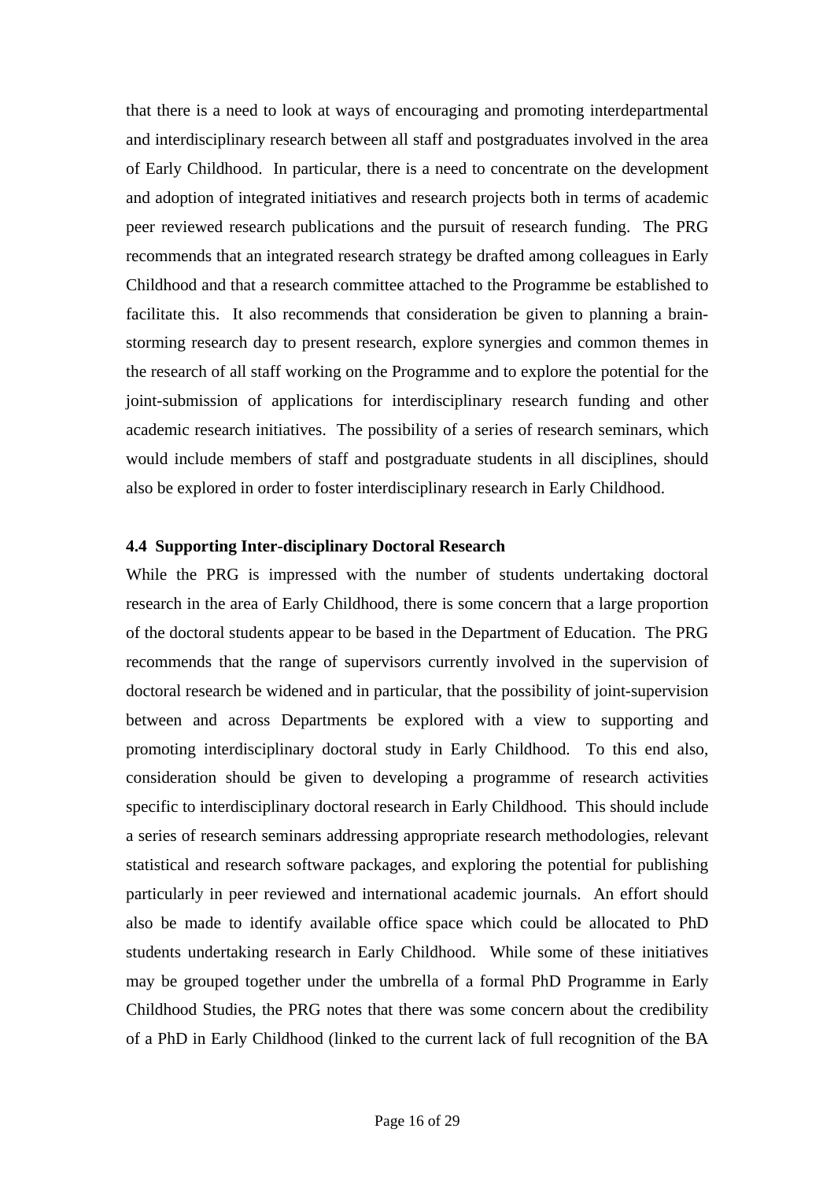that there is a need to look at ways of encouraging and promoting interdepartmental and interdisciplinary research between all staff and postgraduates involved in the area of Early Childhood. In particular, there is a need to concentrate on the development and adoption of integrated initiatives and research projects both in terms of academic peer reviewed research publications and the pursuit of research funding. The PRG recommends that an integrated research strategy be drafted among colleagues in Early Childhood and that a research committee attached to the Programme be established to facilitate this. It also recommends that consideration be given to planning a brain-storming research day to present research, explore synergies and common themes in the research of all staff working on the Programme and to explore the potential for the joint-submission of applications for interdisciplinary research funding and other academic research initiatives. The possibility of a series of research seminars, which would include members of staff and postgraduate students in all disciplines, should also be explored in order to foster interdisciplinary research in Early Childhood.

### 4.4 Supporting Inter-disciplinary Doctoral Research

While the PRG is impressed with the number of students undertaking doctoral research in the area of Early Childhood, there is some concern that a large proportion of the doctoral students appear to be based in the Department of Education. The PRG recommends that the range of supervisors currently involved in the supervision of doctoral research be widened and in particular, that the possibility of joint-supervision between and across Departments be explored with a view to supporting and promoting interdisciplinary doctoral study in Early Childhood. To this end also, consideration should be given to developing a programme of research activities specific to interdisciplinary doctoral research in Early Childhood. This should include a series of research seminars addressing appropriate research methodologies, relevant statistical and research software packages, and exploring the potential for publishing particularly in peer reviewed and international academic journals. An effort should also be made to identify available office space which could be allocated to PhD students undertaking research in Early Childhood. While some of these initiatives may be grouped together under the umbrella of a formal PhD Programme in Early Childhood Studies, the PRG notes that there was some concern about the credibility of a PhD in Early Childhood (linked to the current lack of full recognition of the BA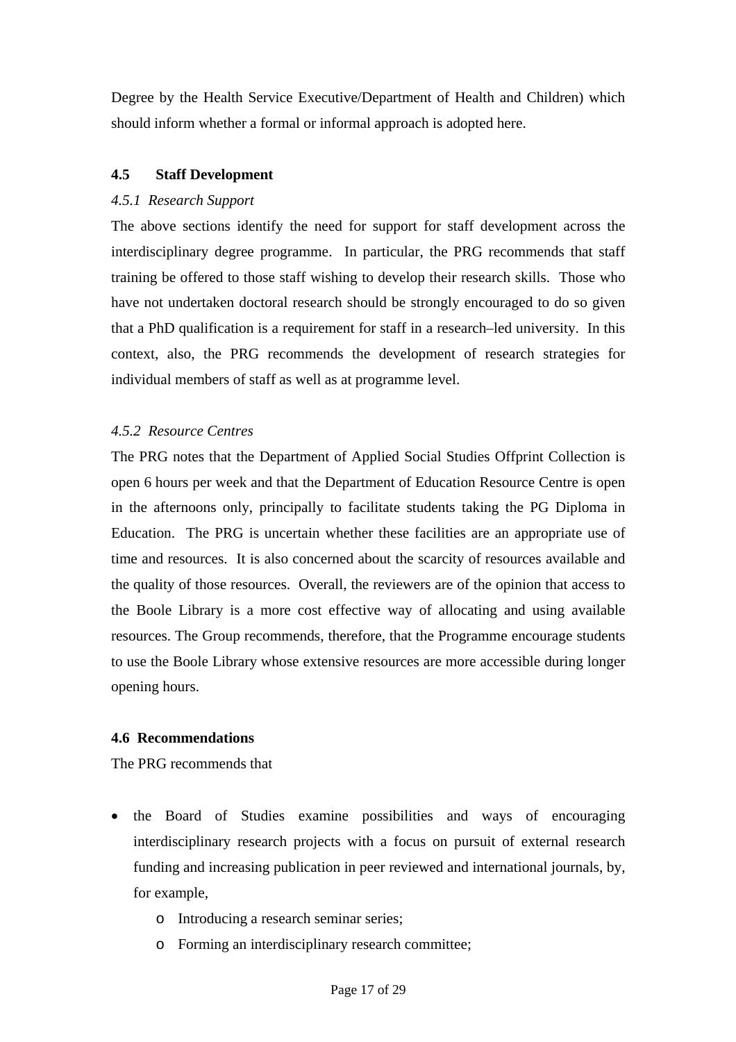Degree by the Health Service Executive/Department of Health and Children) which should inform whether a formal or informal approach is adopted here.

### 4.5 Staff Development

*4.5.1 Research Support*

The above sections identify the need for support for staff development across the interdisciplinary degree programme. In particular, the PRG recommends that staff training be offered to those staff wishing to develop their research skills. Those who have not undertaken doctoral research should be strongly encouraged to do so given that a PhD qualification is a requirement for staff in a research–led university. In this context, also, the PRG recommends the development of research strategies for individual members of staff as well as at programme level.

*4.5.2 Resource Centres*

The PRG notes that the Department of Applied Social Studies Offprint Collection is open 6 hours per week and that the Department of Education Resource Centre is open in the afternoons only, principally to facilitate students taking the PG Diploma in Education. The PRG is uncertain whether these facilities are an appropriate use of time and resources. It is also concerned about the scarcity of resources available and the quality of those resources. Overall, the reviewers are of the opinion that access to the Boole Library is a more cost effective way of allocating and using available resources. The Group recommends, therefore, that the Programme encourage students to use the Boole Library whose extensive resources are more accessible during longer opening hours.

### 4.6 Recommendations

The PRG recommends that

- the Board of Studies examine possibilities and ways of encouraging interdisciplinary research projects with a focus on pursuit of external research funding and increasing publication in peer reviewed and international journals, by, for example,
  - Introducing a research seminar series;
  - Forming an interdisciplinary research committee;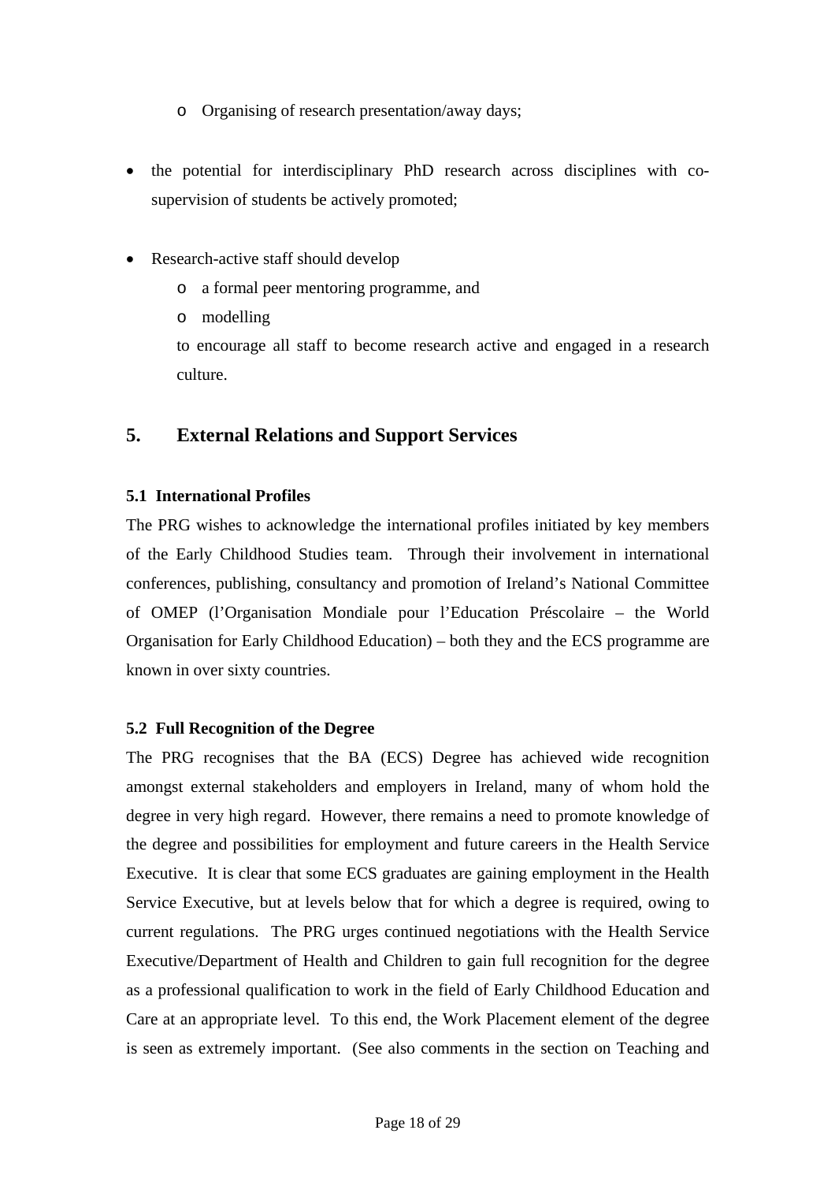- Organising of research presentation/away days;

- the potential for interdisciplinary PhD research across disciplines with co-supervision of students be actively promoted;

- Research-active staff should develop
    - a formal peer mentoring programme, and
    - modelling

  to encourage all staff to become research active and engaged in a research culture.

## 5. External Relations and Support Services

### 5.1 International Profiles

The PRG wishes to acknowledge the international profiles initiated by key members of the Early Childhood Studies team. Through their involvement in international conferences, publishing, consultancy and promotion of Ireland's National Committee of OMEP (l'Organisation Mondiale pour l'Education Préscolaire – the World Organisation for Early Childhood Education) – both they and the ECS programme are known in over sixty countries.

### 5.2 Full Recognition of the Degree

The PRG recognises that the BA (ECS) Degree has achieved wide recognition amongst external stakeholders and employers in Ireland, many of whom hold the degree in very high regard. However, there remains a need to promote knowledge of the degree and possibilities for employment and future careers in the Health Service Executive. It is clear that some ECS graduates are gaining employment in the Health Service Executive, but at levels below that for which a degree is required, owing to current regulations. The PRG urges continued negotiations with the Health Service Executive/Department of Health and Children to gain full recognition for the degree as a professional qualification to work in the field of Early Childhood Education and Care at an appropriate level. To this end, the Work Placement element of the degree is seen as extremely important. (See also comments in the section on Teaching and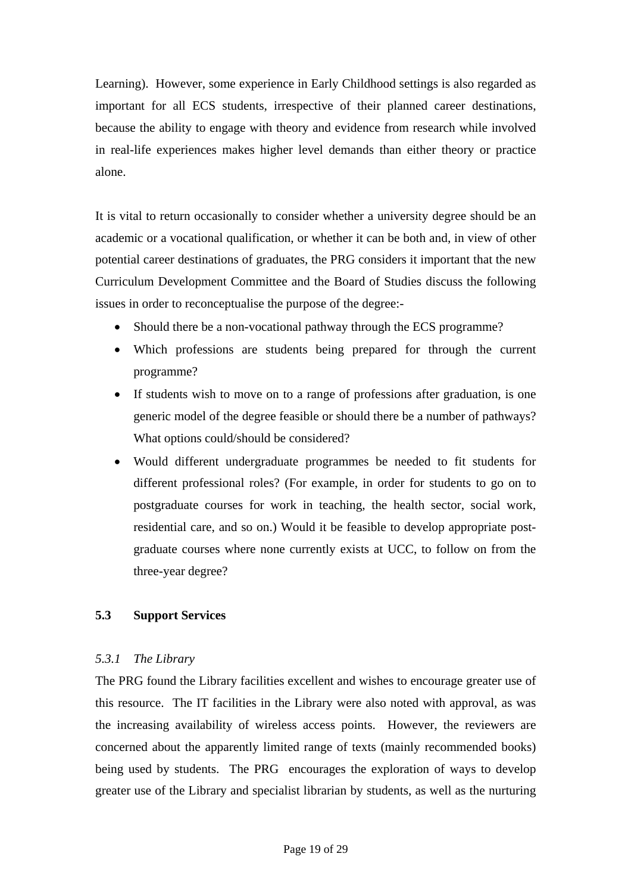Learning). However, some experience in Early Childhood settings is also regarded as important for all ECS students, irrespective of their planned career destinations, because the ability to engage with theory and evidence from research while involved in real-life experiences makes higher level demands than either theory or practice alone.

It is vital to return occasionally to consider whether a university degree should be an academic or a vocational qualification, or whether it can be both and, in view of other potential career destinations of graduates, the PRG considers it important that the new Curriculum Development Committee and the Board of Studies discuss the following issues in order to reconceptualise the purpose of the degree:-

- Should there be a non-vocational pathway through the ECS programme?
- Which professions are students being prepared for through the current programme?
- If students wish to move on to a range of professions after graduation, is one generic model of the degree feasible or should there be a number of pathways? What options could/should be considered?
- Would different undergraduate programmes be needed to fit students for different professional roles? (For example, in order for students to go on to postgraduate courses for work in teaching, the health sector, social work, residential care, and so on.) Would it be feasible to develop appropriate post-graduate courses where none currently exists at UCC, to follow on from the three-year degree?

### 5.3 Support Services

#### *5.3.1 The Library*

The PRG found the Library facilities excellent and wishes to encourage greater use of this resource. The IT facilities in the Library were also noted with approval, as was the increasing availability of wireless access points. However, the reviewers are concerned about the apparently limited range of texts (mainly recommended books) being used by students. The PRG encourages the exploration of ways to develop greater use of the Library and specialist librarian by students, as well as the nurturing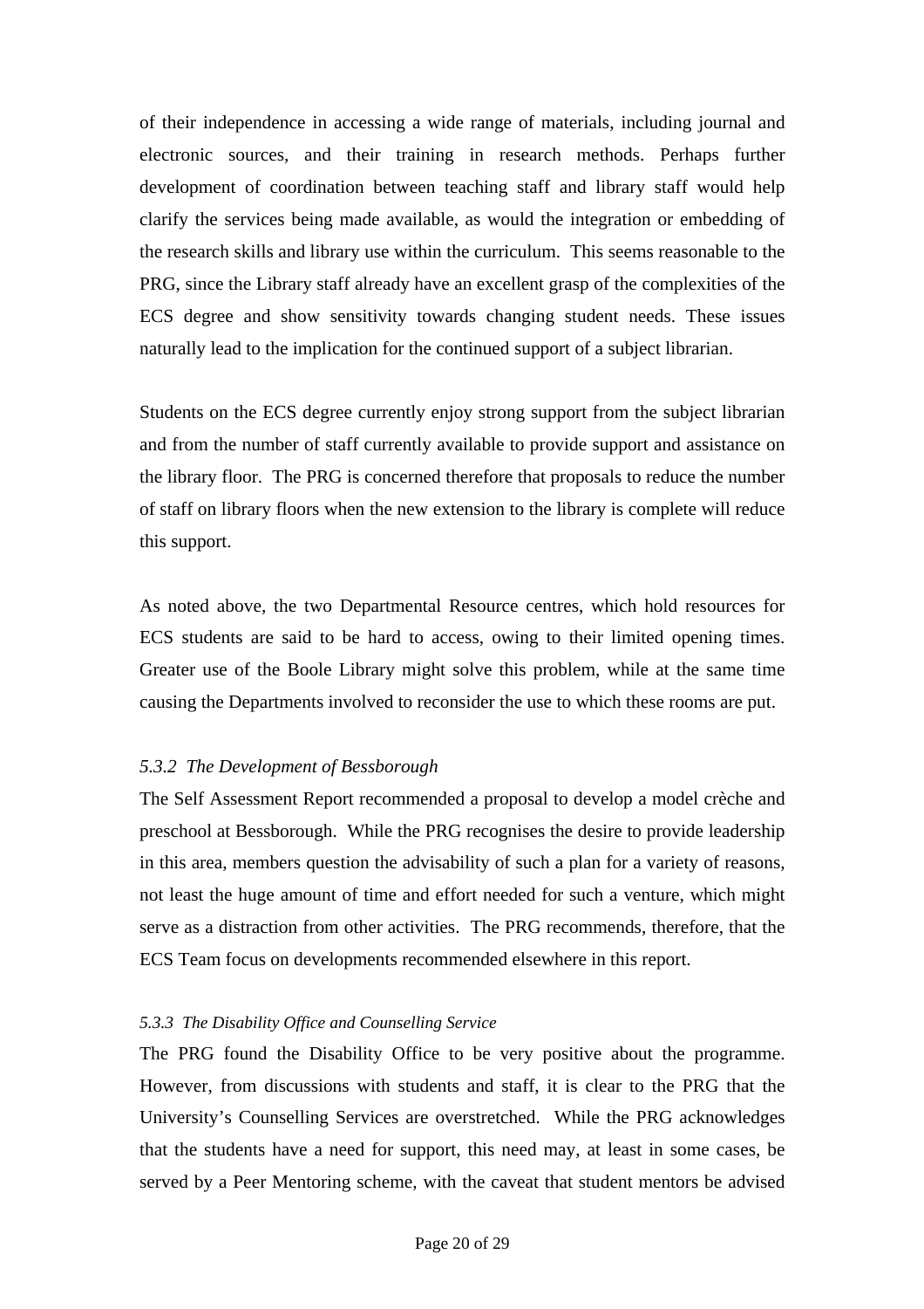of their independence in accessing a wide range of materials, including journal and electronic sources, and their training in research methods. Perhaps further development of coordination between teaching staff and library staff would help clarify the services being made available, as would the integration or embedding of the research skills and library use within the curriculum. This seems reasonable to the PRG, since the Library staff already have an excellent grasp of the complexities of the ECS degree and show sensitivity towards changing student needs. These issues naturally lead to the implication for the continued support of a subject librarian.

Students on the ECS degree currently enjoy strong support from the subject librarian and from the number of staff currently available to provide support and assistance on the library floor. The PRG is concerned therefore that proposals to reduce the number of staff on library floors when the new extension to the library is complete will reduce this support.

As noted above, the two Departmental Resource centres, which hold resources for ECS students are said to be hard to access, owing to their limited opening times. Greater use of the Boole Library might solve this problem, while at the same time causing the Departments involved to reconsider the use to which these rooms are put.

#### *5.3.2 The Development of Bessborough*

The Self Assessment Report recommended a proposal to develop a model crèche and preschool at Bessborough. While the PRG recognises the desire to provide leadership in this area, members question the advisability of such a plan for a variety of reasons, not least the huge amount of time and effort needed for such a venture, which might serve as a distraction from other activities. The PRG recommends, therefore, that the ECS Team focus on developments recommended elsewhere in this report.

#### *5.3.3 The Disability Office and Counselling Service*

The PRG found the Disability Office to be very positive about the programme. However, from discussions with students and staff, it is clear to the PRG that the University's Counselling Services are overstretched. While the PRG acknowledges that the students have a need for support, this need may, at least in some cases, be served by a Peer Mentoring scheme, with the caveat that student mentors be advised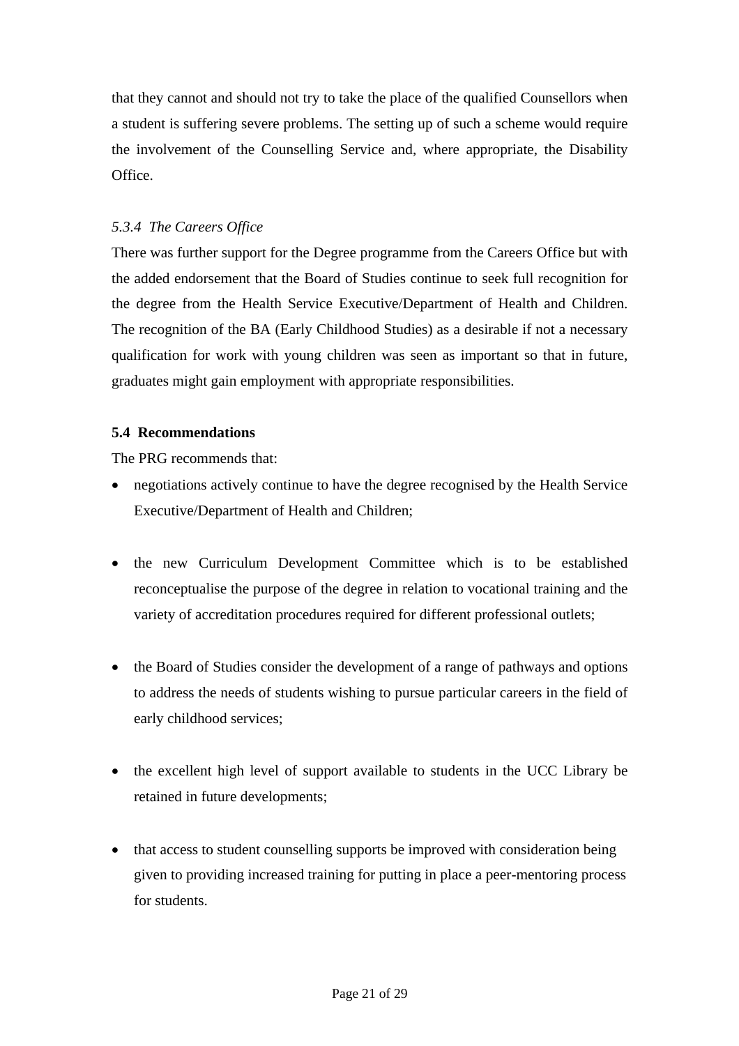that they cannot and should not try to take the place of the qualified Counsellors when a student is suffering severe problems. The setting up of such a scheme would require the involvement of the Counselling Service and, where appropriate, the Disability Office.

#### *5.3.4 The Careers Office*

There was further support for the Degree programme from the Careers Office but with the added endorsement that the Board of Studies continue to seek full recognition for the degree from the Health Service Executive/Department of Health and Children. The recognition of the BA (Early Childhood Studies) as a desirable if not a necessary qualification for work with young children was seen as important so that in future, graduates might gain employment with appropriate responsibilities.

### 5.4 Recommendations

The PRG recommends that:

- negotiations actively continue to have the degree recognised by the Health Service Executive/Department of Health and Children;

- the new Curriculum Development Committee which is to be established reconceptualise the purpose of the degree in relation to vocational training and the variety of accreditation procedures required for different professional outlets;

- the Board of Studies consider the development of a range of pathways and options to address the needs of students wishing to pursue particular careers in the field of early childhood services;

- the excellent high level of support available to students in the UCC Library be retained in future developments;

- that access to student counselling supports be improved with consideration being given to providing increased training for putting in place a peer-mentoring process for students.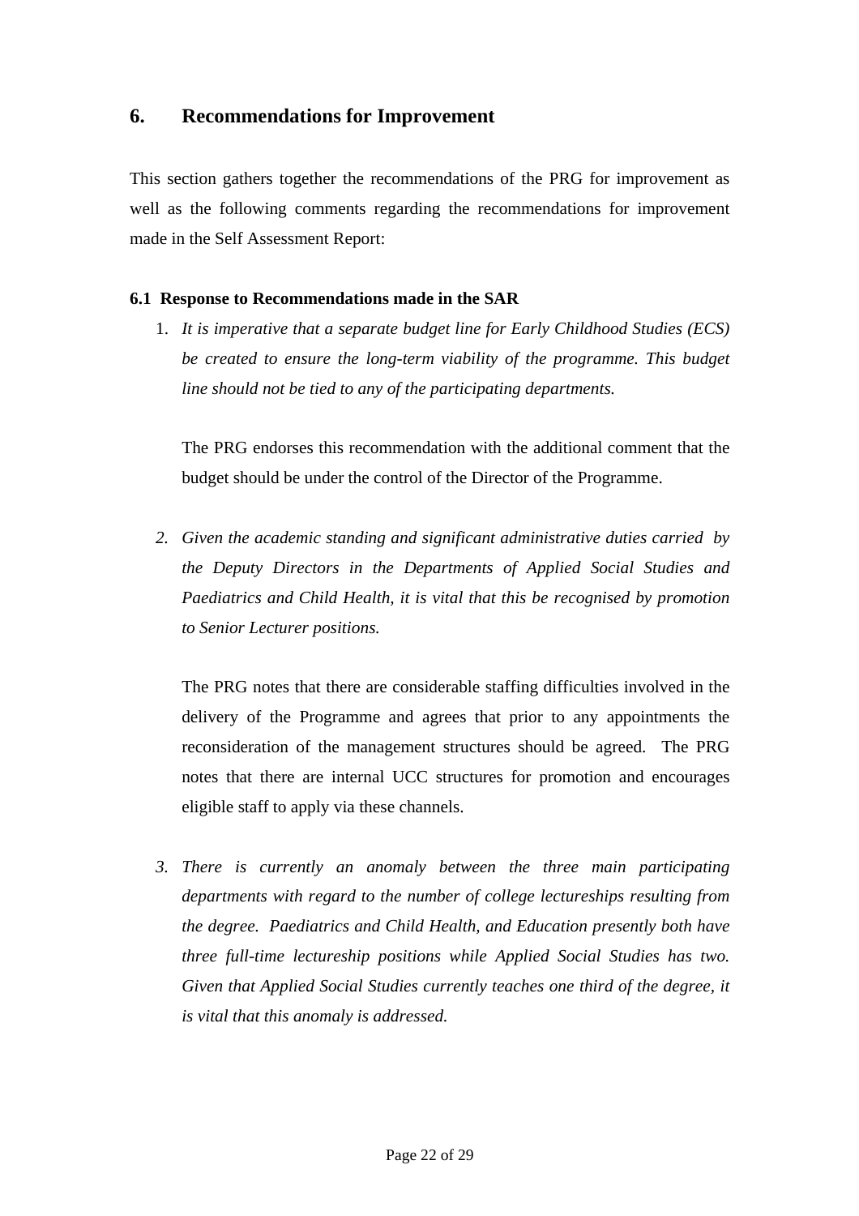## 6. Recommendations for Improvement

This section gathers together the recommendations of the PRG for improvement as well as the following comments regarding the recommendations for improvement made in the Self Assessment Report:

### 6.1 Response to Recommendations made in the SAR

1. *It is imperative that a separate budget line for Early Childhood Studies (ECS) be created to ensure the long-term viability of the programme. This budget line should not be tied to any of the participating departments.*

   The PRG endorses this recommendation with the additional comment that the budget should be under the control of the Director of the Programme.

2. *Given the academic standing and significant administrative duties carried by the Deputy Directors in the Departments of Applied Social Studies and Paediatrics and Child Health, it is vital that this be recognised by promotion to Senior Lecturer positions.*

   The PRG notes that there are considerable staffing difficulties involved in the delivery of the Programme and agrees that prior to any appointments the reconsideration of the management structures should be agreed. The PRG notes that there are internal UCC structures for promotion and encourages eligible staff to apply via these channels.

3. *There is currently an anomaly between the three main participating departments with regard to the number of college lectureships resulting from the degree. Paediatrics and Child Health, and Education presently both have three full-time lectureship positions while Applied Social Studies has two. Given that Applied Social Studies currently teaches one third of the degree, it is vital that this anomaly is addressed.*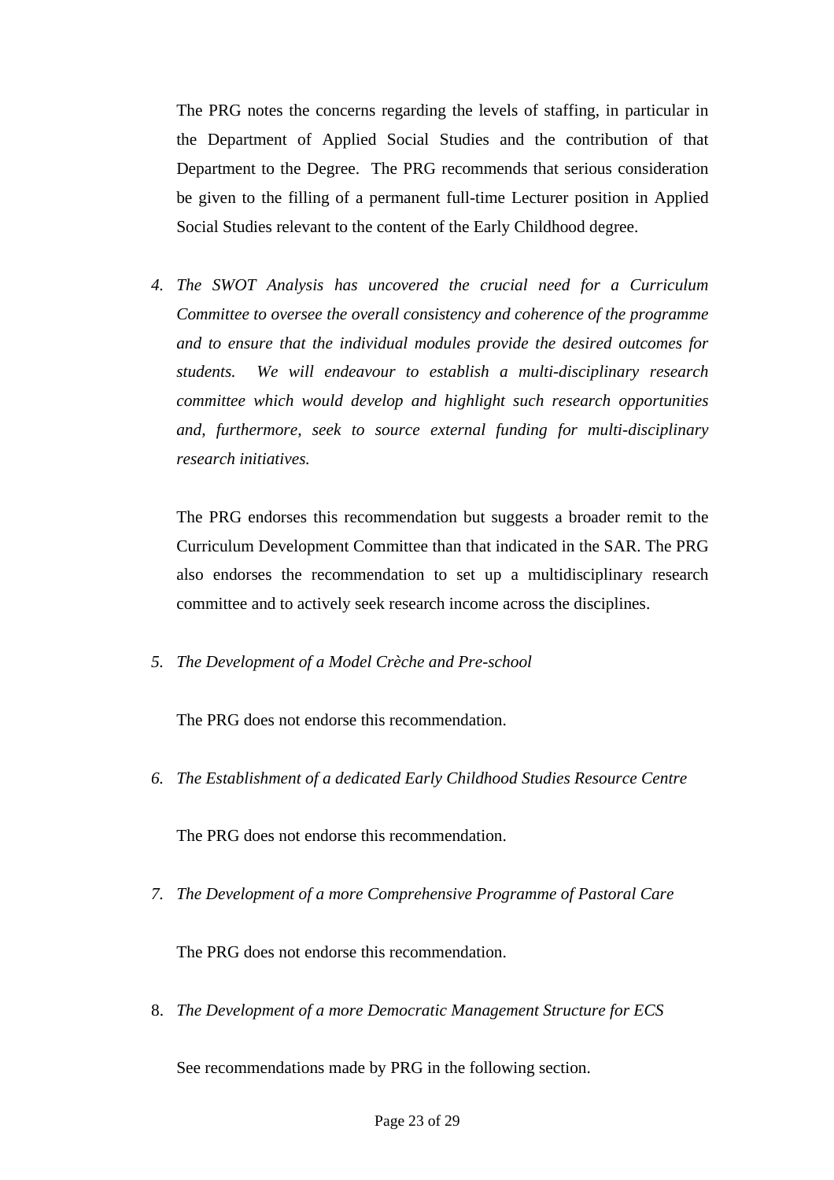The PRG notes the concerns regarding the levels of staffing, in particular in the Department of Applied Social Studies and the contribution of that Department to the Degree. The PRG recommends that serious consideration be given to the filling of a permanent full-time Lecturer position in Applied Social Studies relevant to the content of the Early Childhood degree.

4. *The SWOT Analysis has uncovered the crucial need for a Curriculum Committee to oversee the overall consistency and coherence of the programme and to ensure that the individual modules provide the desired outcomes for students. We will endeavour to establish a multi-disciplinary research committee which would develop and highlight such research opportunities and, furthermore, seek to source external funding for multi-disciplinary research initiatives.*

   The PRG endorses this recommendation but suggests a broader remit to the Curriculum Development Committee than that indicated in the SAR. The PRG also endorses the recommendation to set up a multidisciplinary research committee and to actively seek research income across the disciplines.

5. *The Development of a Model Crèche and Pre-school*

   The PRG does not endorse this recommendation.

6. *The Establishment of a dedicated Early Childhood Studies Resource Centre*

   The PRG does not endorse this recommendation.

7. *The Development of a more Comprehensive Programme of Pastoral Care*

   The PRG does not endorse this recommendation.

8. *The Development of a more Democratic Management Structure for ECS*

   See recommendations made by PRG in the following section.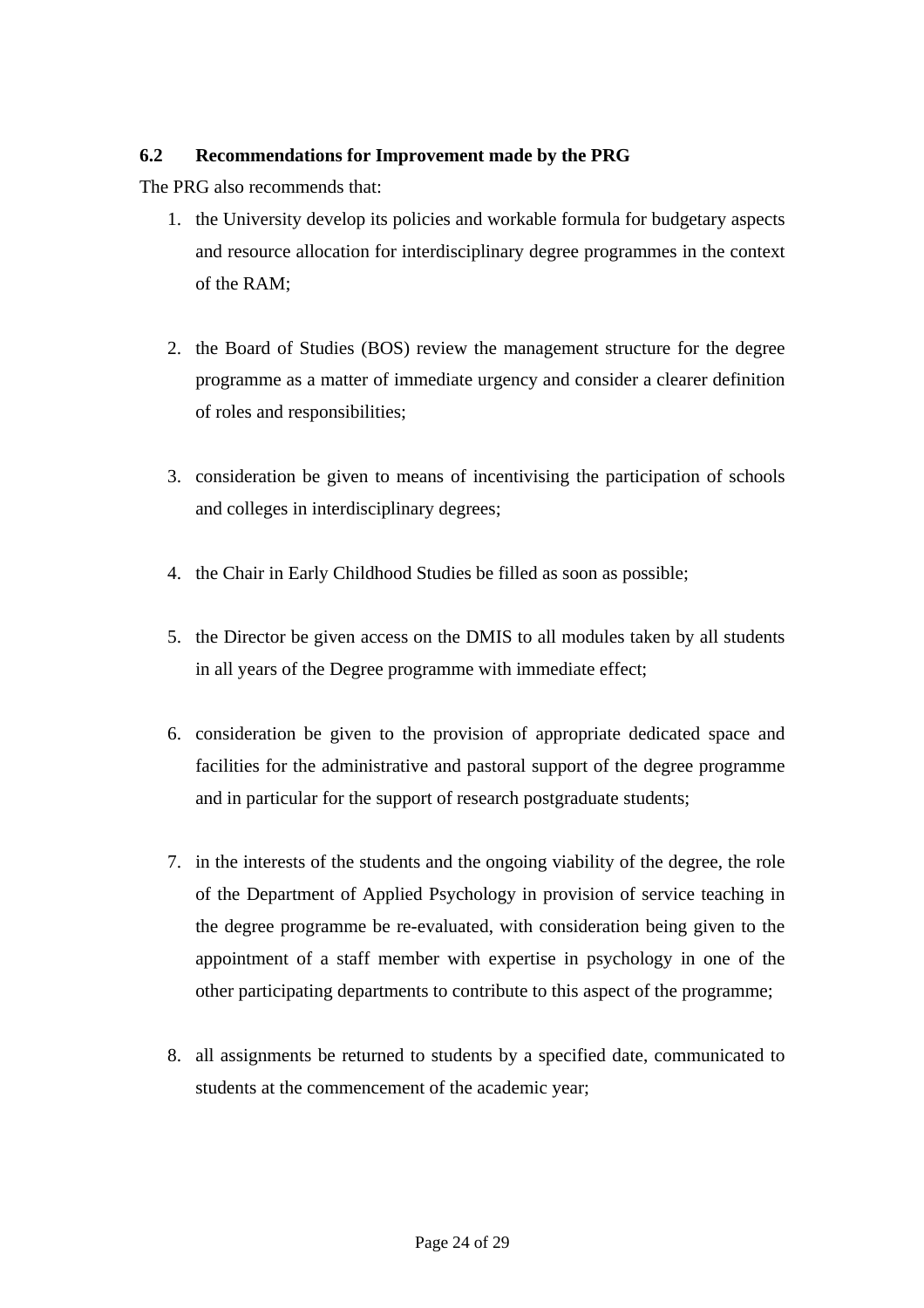### 6.2 Recommendations for Improvement made by the PRG

The PRG also recommends that:

1. the University develop its policies and workable formula for budgetary aspects and resource allocation for interdisciplinary degree programmes in the context of the RAM;

2. the Board of Studies (BOS) review the management structure for the degree programme as a matter of immediate urgency and consider a clearer definition of roles and responsibilities;

3. consideration be given to means of incentivising the participation of schools and colleges in interdisciplinary degrees;

4. the Chair in Early Childhood Studies be filled as soon as possible;

5. the Director be given access on the DMIS to all modules taken by all students in all years of the Degree programme with immediate effect;

6. consideration be given to the provision of appropriate dedicated space and facilities for the administrative and pastoral support of the degree programme and in particular for the support of research postgraduate students;

7. in the interests of the students and the ongoing viability of the degree, the role of the Department of Applied Psychology in provision of service teaching in the degree programme be re-evaluated, with consideration being given to the appointment of a staff member with expertise in psychology in one of the other participating departments to contribute to this aspect of the programme;

8. all assignments be returned to students by a specified date, communicated to students at the commencement of the academic year;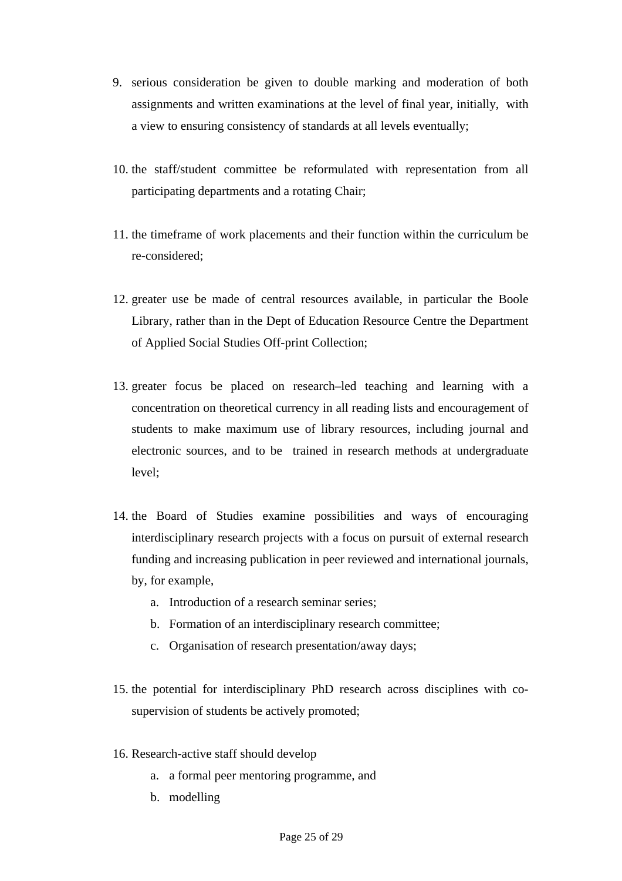9. serious consideration be given to double marking and moderation of both assignments and written examinations at the level of final year, initially, with a view to ensuring consistency of standards at all levels eventually;

10. the staff/student committee be reformulated with representation from all participating departments and a rotating Chair;

11. the timeframe of work placements and their function within the curriculum be re-considered;

12. greater use be made of central resources available, in particular the Boole Library, rather than in the Dept of Education Resource Centre the Department of Applied Social Studies Off-print Collection;

13. greater focus be placed on research–led teaching and learning with a concentration on theoretical currency in all reading lists and encouragement of students to make maximum use of library resources, including journal and electronic sources, and to be trained in research methods at undergraduate level;

14. the Board of Studies examine possibilities and ways of encouraging interdisciplinary research projects with a focus on pursuit of external research funding and increasing publication in peer reviewed and international journals, by, for example,
    a. Introduction of a research seminar series;
    b. Formation of an interdisciplinary research committee;
    c. Organisation of research presentation/away days;

15. the potential for interdisciplinary PhD research across disciplines with co-supervision of students be actively promoted;

16. Research-active staff should develop
    a. a formal peer mentoring programme, and
    b. modelling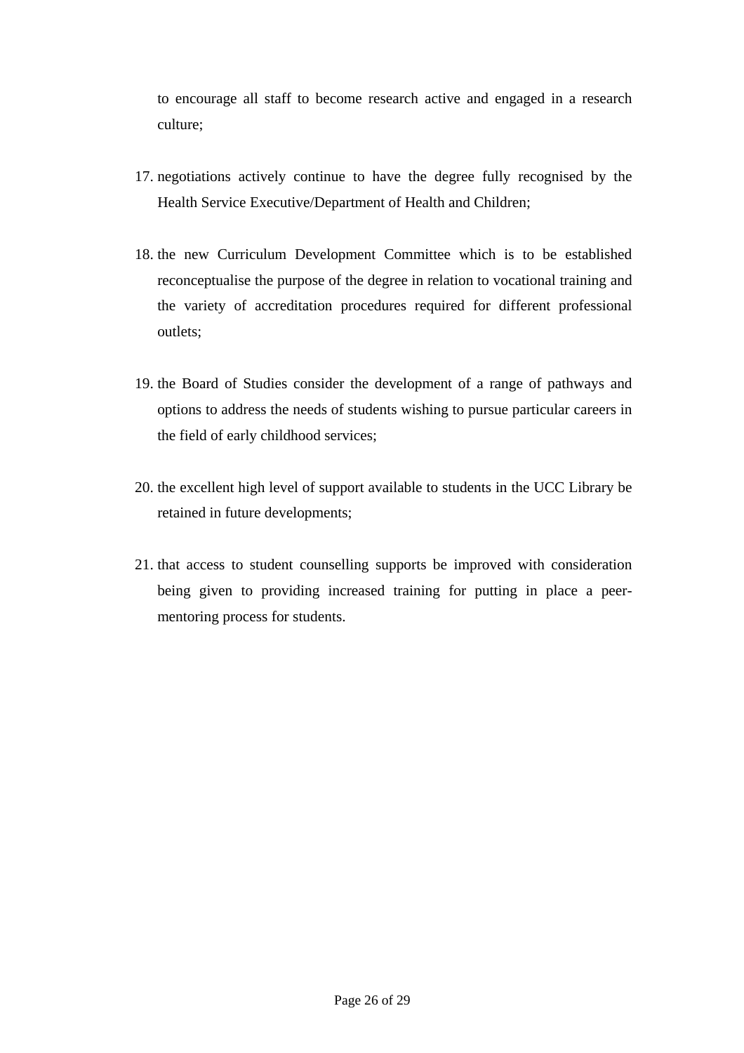to encourage all staff to become research active and engaged in a research culture;

17. negotiations actively continue to have the degree fully recognised by the Health Service Executive/Department of Health and Children;

18. the new Curriculum Development Committee which is to be established reconceptualise the purpose of the degree in relation to vocational training and the variety of accreditation procedures required for different professional outlets;

19. the Board of Studies consider the development of a range of pathways and options to address the needs of students wishing to pursue particular careers in the field of early childhood services;

20. the excellent high level of support available to students in the UCC Library be retained in future developments;

21. that access to student counselling supports be improved with consideration being given to providing increased training for putting in place a peer-mentoring process for students.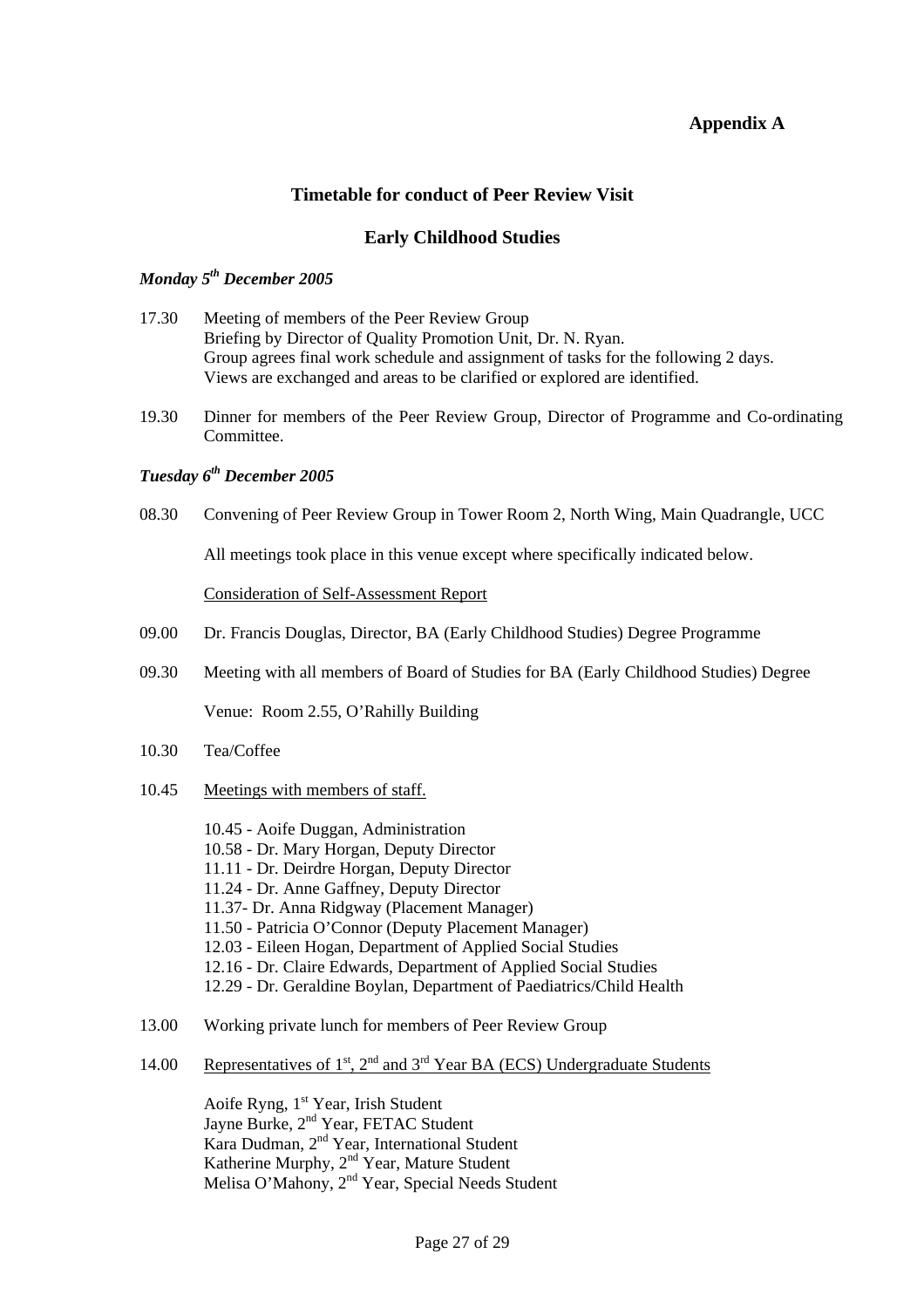**Appendix A**

## Timetable for conduct of Peer Review Visit

## Early Childhood Studies

### *Monday 5th December 2005*

17.30 Meeting of members of the Peer Review Group
Briefing by Director of Quality Promotion Unit, Dr. N. Ryan.
Group agrees final work schedule and assignment of tasks for the following 2 days.
Views are exchanged and areas to be clarified or explored are identified.

19.30 Dinner for members of the Peer Review Group, Director of Programme and Co-ordinating Committee.

### *Tuesday 6th December 2005*

08.30 Convening of Peer Review Group in Tower Room 2, North Wing, Main Quadrangle, UCC

All meetings took place in this venue except where specifically indicated below.

Consideration of Self-Assessment Report

09.00 Dr. Francis Douglas, Director, BA (Early Childhood Studies) Degree Programme

09.30 Meeting with all members of Board of Studies for BA (Early Childhood Studies) Degree

Venue: Room 2.55, O'Rahilly Building

10.30 Tea/Coffee

10.45 Meetings with members of staff.

10.45 - Aoife Duggan, Administration
10.58 - Dr. Mary Horgan, Deputy Director
11.11 - Dr. Deirdre Horgan, Deputy Director
11.24 - Dr. Anne Gaffney, Deputy Director
11.37- Dr. Anna Ridgway (Placement Manager)
11.50 - Patricia O'Connor (Deputy Placement Manager)
12.03 - Eileen Hogan, Department of Applied Social Studies
12.16 - Dr. Claire Edwards, Department of Applied Social Studies
12.29 - Dr. Geraldine Boylan, Department of Paediatrics/Child Health

13.00 Working private lunch for members of Peer Review Group

14.00 Representatives of 1st, 2nd and 3rd Year BA (ECS) Undergraduate Students

Aoife Ryng, 1st Year, Irish Student
Jayne Burke, 2nd Year, FETAC Student
Kara Dudman, 2nd Year, International Student
Katherine Murphy, 2nd Year, Mature Student
Melisa O'Mahony, 2nd Year, Special Needs Student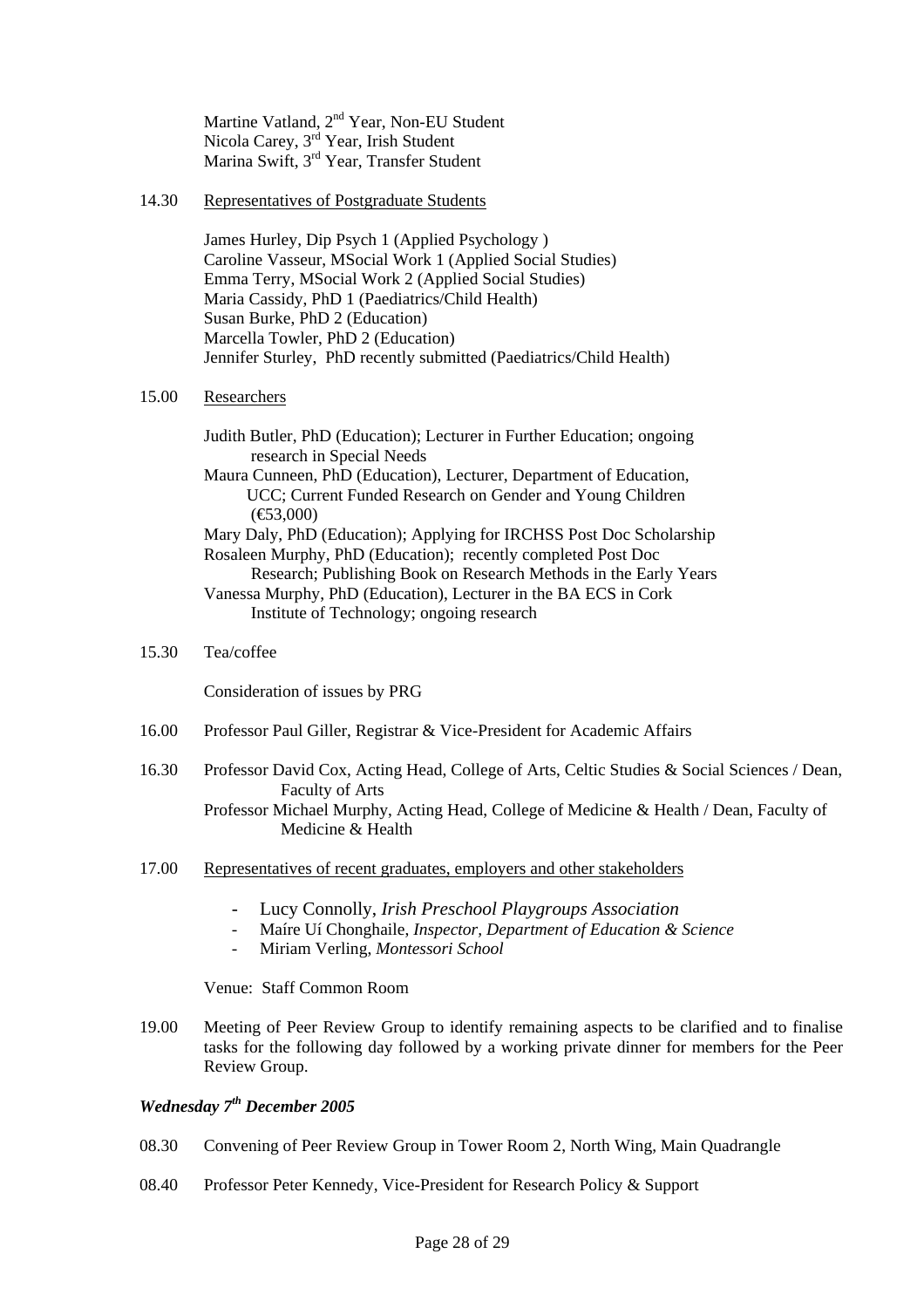Martine Vatland, 2nd Year, Non-EU Student
Nicola Carey, 3rd Year, Irish Student
Marina Swift, 3rd Year, Transfer Student

14.30 Representatives of Postgraduate Students

James Hurley, Dip Psych 1 (Applied Psychology )
Caroline Vasseur, MSocial Work 1 (Applied Social Studies)
Emma Terry, MSocial Work 2 (Applied Social Studies)
Maria Cassidy, PhD 1 (Paediatrics/Child Health)
Susan Burke, PhD 2 (Education)
Marcella Towler, PhD 2 (Education)
Jennifer Sturley, PhD recently submitted (Paediatrics/Child Health)

15.00 Researchers

Judith Butler, PhD (Education); Lecturer in Further Education; ongoing research in Special Needs
Maura Cunneen, PhD (Education), Lecturer, Department of Education, UCC; Current Funded Research on Gender and Young Children (€53,000)
Mary Daly, PhD (Education); Applying for IRCHSS Post Doc Scholarship
Rosaleen Murphy, PhD (Education); recently completed Post Doc Research; Publishing Book on Research Methods in the Early Years
Vanessa Murphy, PhD (Education), Lecturer in the BA ECS in Cork Institute of Technology; ongoing research

15.30 Tea/coffee

Consideration of issues by PRG

16.00 Professor Paul Giller, Registrar & Vice-President for Academic Affairs

16.30 Professor David Cox, Acting Head, College of Arts, Celtic Studies & Social Sciences / Dean, Faculty of Arts
Professor Michael Murphy, Acting Head, College of Medicine & Health / Dean, Faculty of Medicine & Health

17.00 Representatives of recent graduates, employers and other stakeholders

- Lucy Connolly, *Irish Preschool Playgroups Association*
- Maíre Uí Chonghaile, *Inspector, Department of Education & Science*
- Miriam Verling, *Montessori School*

Venue: Staff Common Room

19.00 Meeting of Peer Review Group to identify remaining aspects to be clarified and to finalise tasks for the following day followed by a working private dinner for members for the Peer Review Group.

***Wednesday 7th December 2005***

08.30 Convening of Peer Review Group in Tower Room 2, North Wing, Main Quadrangle

08.40 Professor Peter Kennedy, Vice-President for Research Policy & Support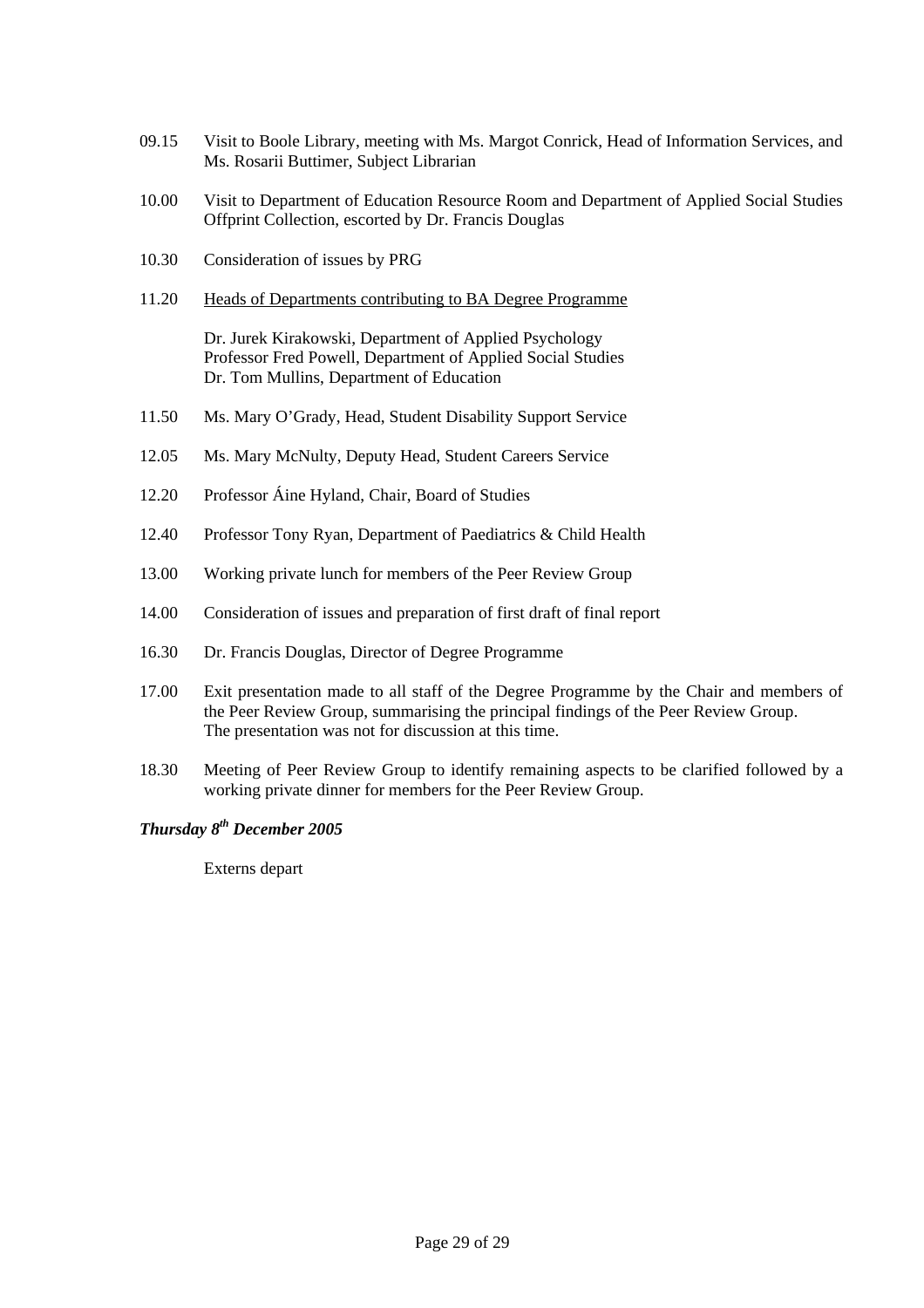09.15 Visit to Boole Library, meeting with Ms. Margot Conrick, Head of Information Services, and Ms. Rosarii Buttimer, Subject Librarian

10.00 Visit to Department of Education Resource Room and Department of Applied Social Studies Offprint Collection, escorted by Dr. Francis Douglas

10.30 Consideration of issues by PRG

11.20 Heads of Departments contributing to BA Degree Programme

Dr. Jurek Kirakowski, Department of Applied Psychology
Professor Fred Powell, Department of Applied Social Studies
Dr. Tom Mullins, Department of Education

11.50 Ms. Mary O'Grady, Head, Student Disability Support Service

12.05 Ms. Mary McNulty, Deputy Head, Student Careers Service

12.20 Professor Áine Hyland, Chair, Board of Studies

12.40 Professor Tony Ryan, Department of Paediatrics & Child Health

13.00 Working private lunch for members of the Peer Review Group

14.00 Consideration of issues and preparation of first draft of final report

16.30 Dr. Francis Douglas, Director of Degree Programme

17.00 Exit presentation made to all staff of the Degree Programme by the Chair and members of the Peer Review Group, summarising the principal findings of the Peer Review Group. The presentation was not for discussion at this time.

18.30 Meeting of Peer Review Group to identify remaining aspects to be clarified followed by a working private dinner for members for the Peer Review Group.

***Thursday 8th December 2005***

Externs depart